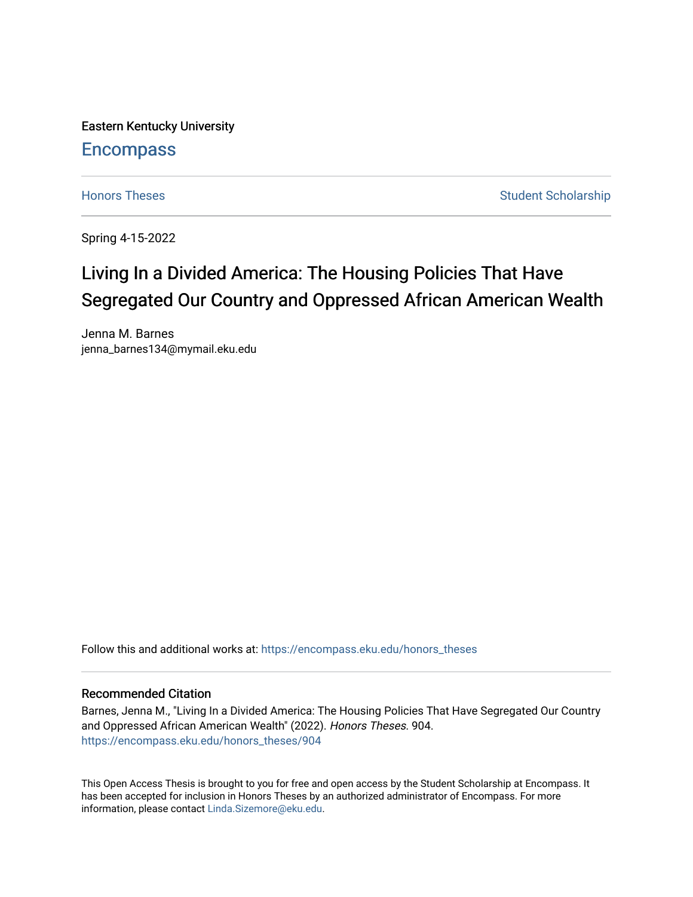Eastern Kentucky University

# Encompass

Honors Theses | Student Scholarship

Spring 4-15-2022

# Living In a Divided America: The Housing Policies That Have Segregated Our Country and Oppressed African American Wealth

Jenna M. Barnes
jenna_barnes134@mymail.eku.edu

Follow this and additional works at: https://encompass.eku.edu/honors_theses

## Recommended Citation

Barnes, Jenna M., "Living In a Divided America: The Housing Policies That Have Segregated Our Country and Oppressed African American Wealth" (2022). *Honors Theses*. 904.
https://encompass.eku.edu/honors_theses/904

This Open Access Thesis is brought to you for free and open access by the Student Scholarship at Encompass. It has been accepted for inclusion in Honors Theses by an authorized administrator of Encompass. For more information, please contact Linda.Sizemore@eku.edu.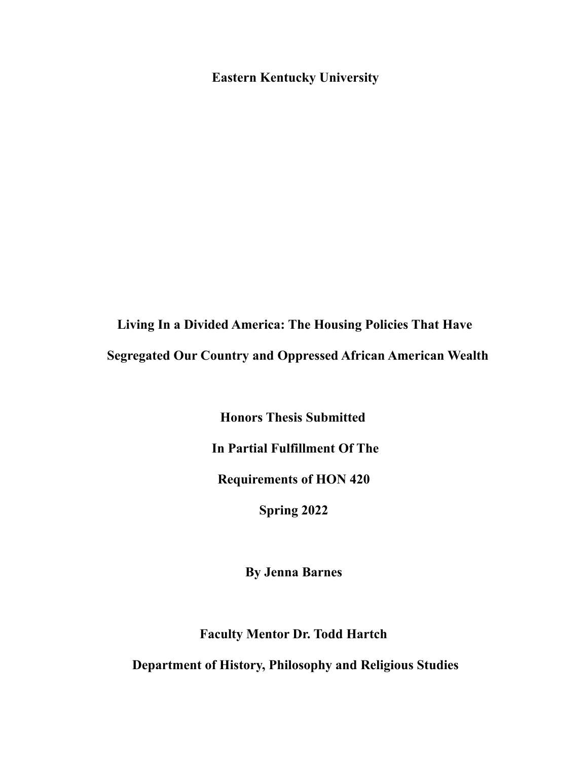**Eastern Kentucky University**

# Living In a Divided America: The Housing Policies That Have Segregated Our Country and Oppressed African American Wealth

**Honors Thesis Submitted**

**In Partial Fulfillment Of The**

**Requirements of HON 420**

**Spring 2022**

**By Jenna Barnes**

**Faculty Mentor Dr. Todd Hartch**

**Department of History, Philosophy and Religious Studies**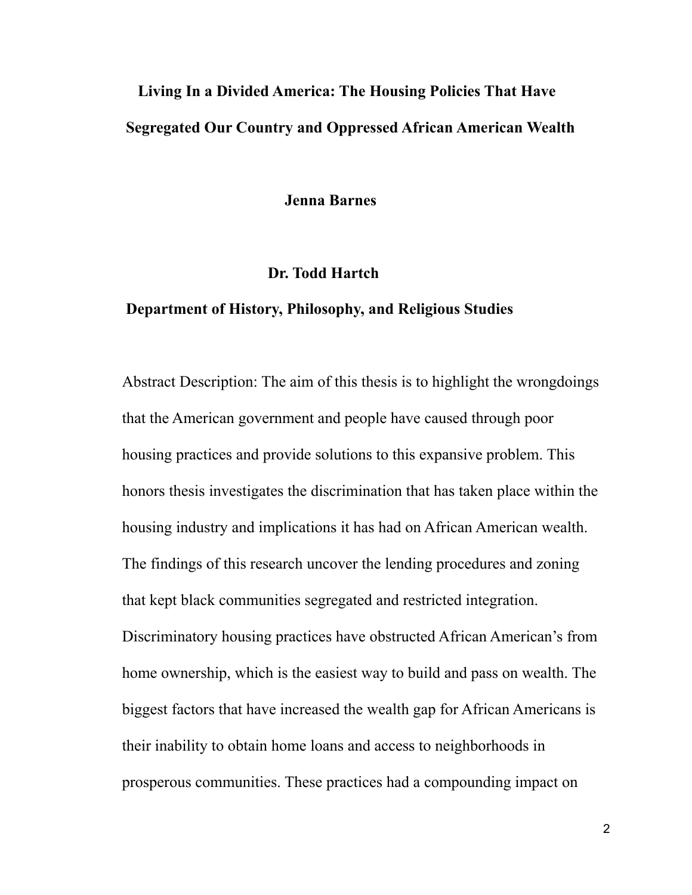**Living In a Divided America: The Housing Policies That Have Segregated Our Country and Oppressed African American Wealth**

**Jenna Barnes**

**Dr. Todd Hartch**

**Department of History, Philosophy, and Religious Studies**

Abstract Description: The aim of this thesis is to highlight the wrongdoings that the American government and people have caused through poor housing practices and provide solutions to this expansive problem. This honors thesis investigates the discrimination that has taken place within the housing industry and implications it has had on African American wealth. The findings of this research uncover the lending procedures and zoning that kept black communities segregated and restricted integration. Discriminatory housing practices have obstructed African American's from home ownership, which is the easiest way to build and pass on wealth. The biggest factors that have increased the wealth gap for African Americans is their inability to obtain home loans and access to neighborhoods in prosperous communities. These practices had a compounding impact on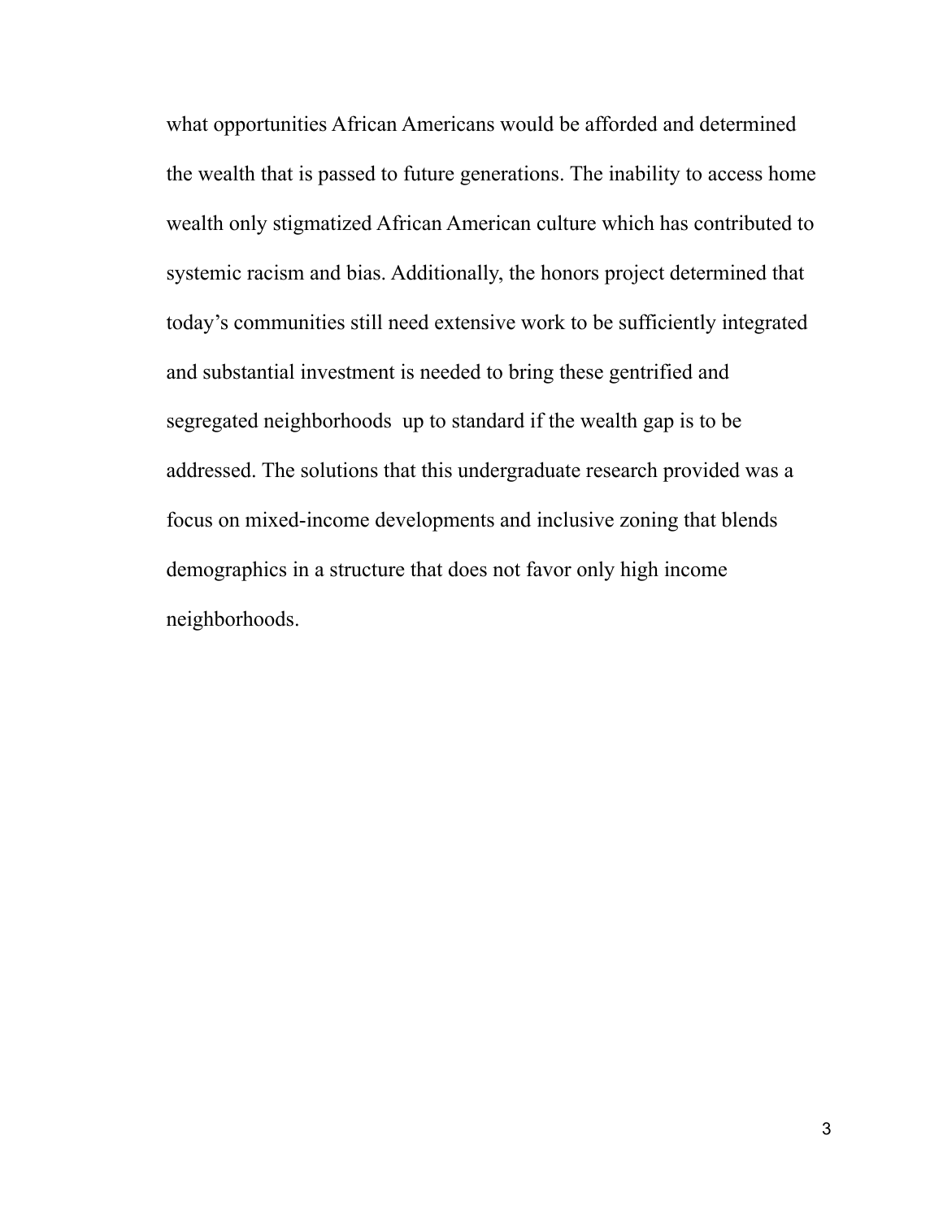what opportunities African Americans would be afforded and determined the wealth that is passed to future generations. The inability to access home wealth only stigmatized African American culture which has contributed to systemic racism and bias. Additionally, the honors project determined that today's communities still need extensive work to be sufficiently integrated and substantial investment is needed to bring these gentrified and segregated neighborhoods  up to standard if the wealth gap is to be addressed. The solutions that this undergraduate research provided was a focus on mixed-income developments and inclusive zoning that blends demographics in a structure that does not favor only high income neighborhoods.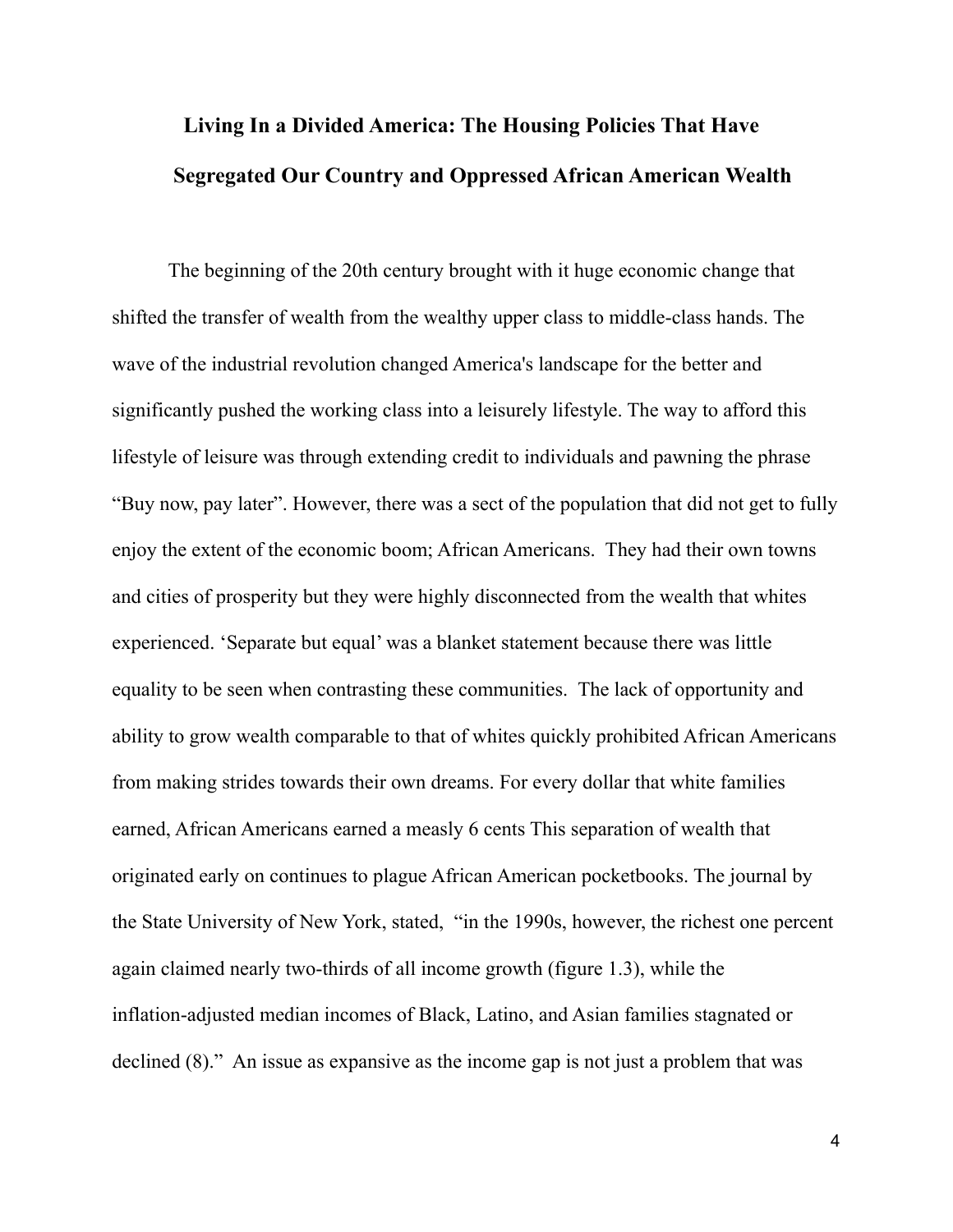# Living In a Divided America: The Housing Policies That Have Segregated Our Country and Oppressed African American Wealth

The beginning of the 20th century brought with it huge economic change that shifted the transfer of wealth from the wealthy upper class to middle-class hands. The wave of the industrial revolution changed America's landscape for the better and significantly pushed the working class into a leisurely lifestyle. The way to afford this lifestyle of leisure was through extending credit to individuals and pawning the phrase "Buy now, pay later". However, there was a sect of the population that did not get to fully enjoy the extent of the economic boom; African Americans. They had their own towns and cities of prosperity but they were highly disconnected from the wealth that whites experienced. 'Separate but equal' was a blanket statement because there was little equality to be seen when contrasting these communities. The lack of opportunity and ability to grow wealth comparable to that of whites quickly prohibited African Americans from making strides towards their own dreams. For every dollar that white families earned, African Americans earned a measly 6 cents This separation of wealth that originated early on continues to plague African American pocketbooks. The journal by the State University of New York, stated, "in the 1990s, however, the richest one percent again claimed nearly two-thirds of all income growth (figure 1.3), while the inflation-adjusted median incomes of Black, Latino, and Asian families stagnated or declined (8)." An issue as expansive as the income gap is not just a problem that was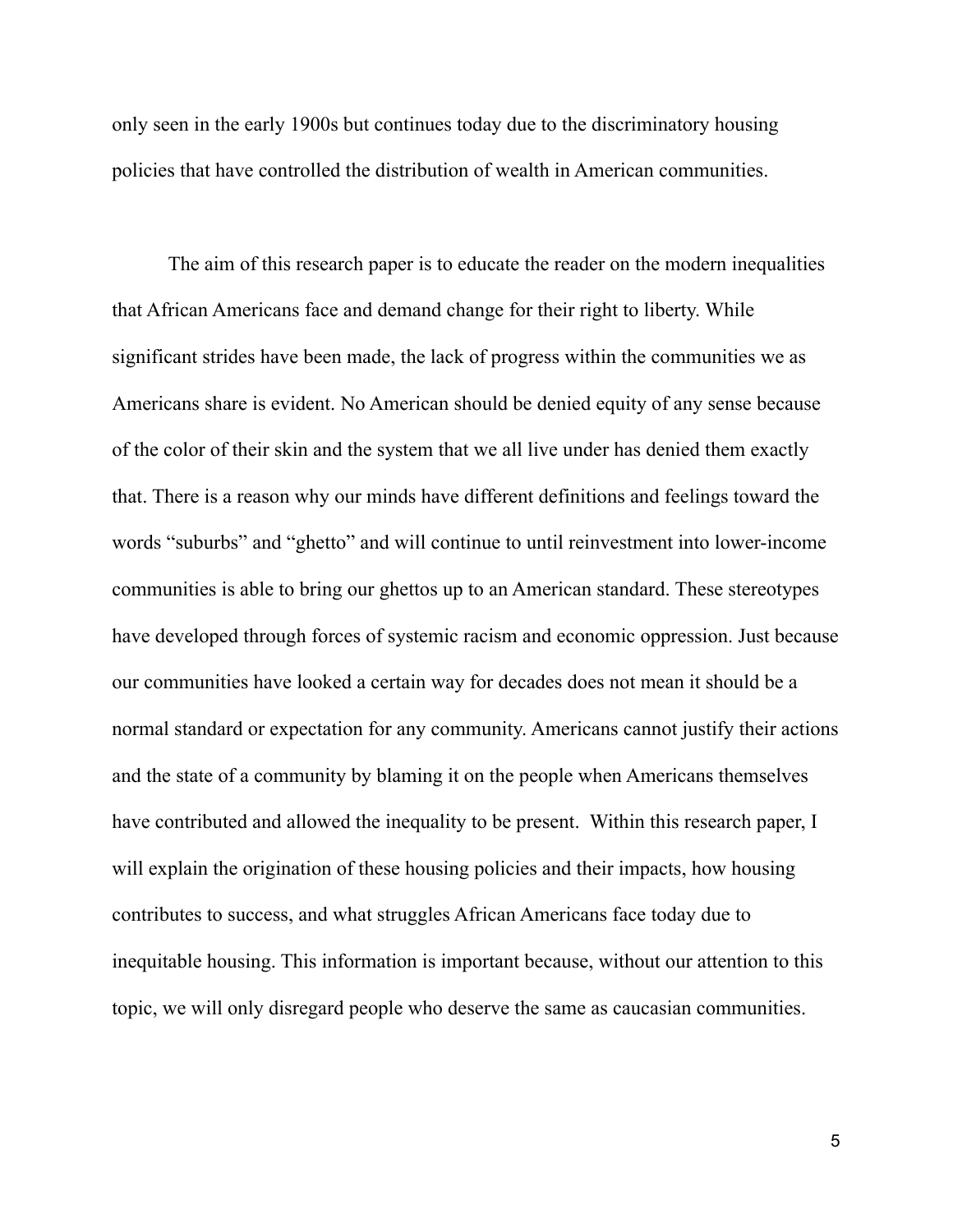only seen in the early 1900s but continues today due to the discriminatory housing policies that have controlled the distribution of wealth in American communities.

The aim of this research paper is to educate the reader on the modern inequalities that African Americans face and demand change for their right to liberty. While significant strides have been made, the lack of progress within the communities we as Americans share is evident. No American should be denied equity of any sense because of the color of their skin and the system that we all live under has denied them exactly that. There is a reason why our minds have different definitions and feelings toward the words "suburbs" and "ghetto" and will continue to until reinvestment into lower-income communities is able to bring our ghettos up to an American standard. These stereotypes have developed through forces of systemic racism and economic oppression. Just because our communities have looked a certain way for decades does not mean it should be a normal standard or expectation for any community. Americans cannot justify their actions and the state of a community by blaming it on the people when Americans themselves have contributed and allowed the inequality to be present. Within this research paper, I will explain the origination of these housing policies and their impacts, how housing contributes to success, and what struggles African Americans face today due to inequitable housing. This information is important because, without our attention to this topic, we will only disregard people who deserve the same as caucasian communities.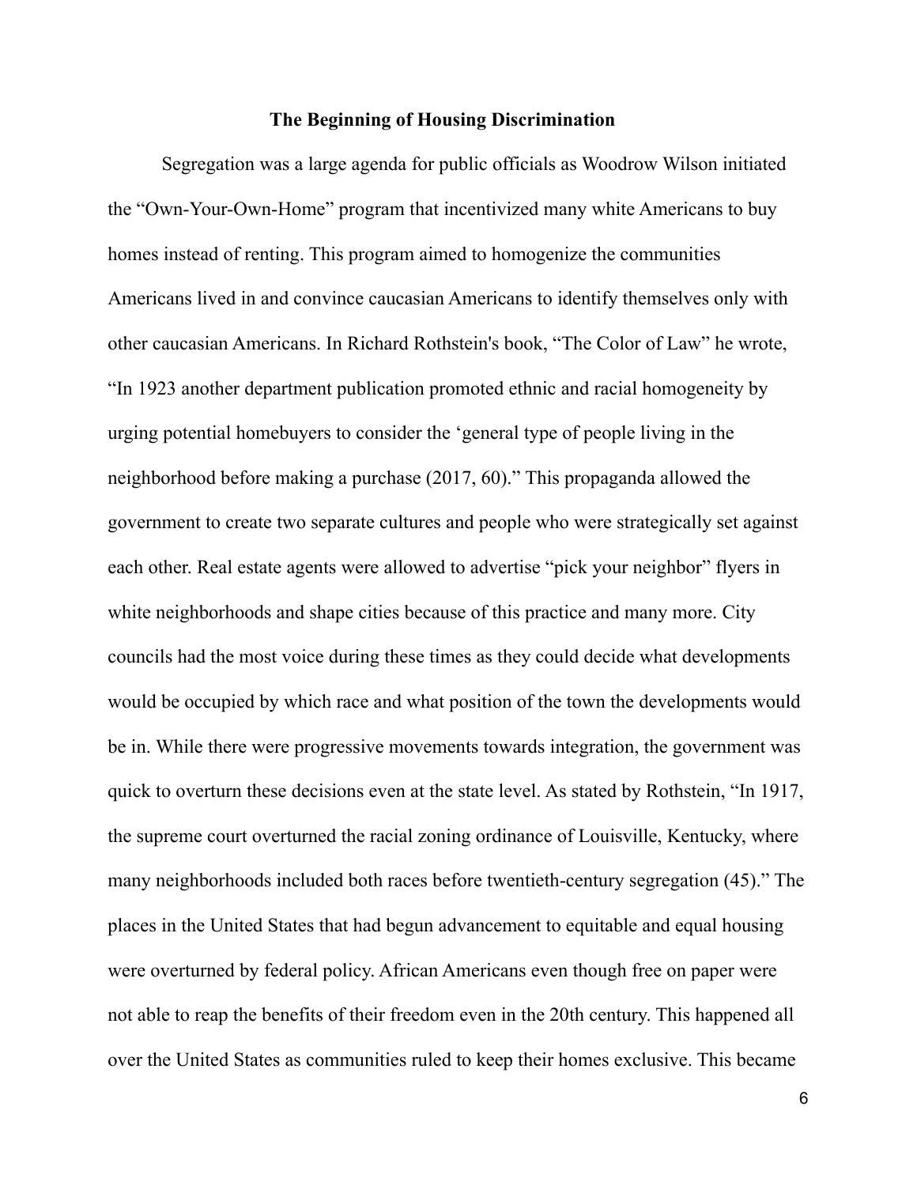## The Beginning of Housing Discrimination

Segregation was a large agenda for public officials as Woodrow Wilson initiated the "Own-Your-Own-Home" program that incentivized many white Americans to buy homes instead of renting. This program aimed to homogenize the communities Americans lived in and convince caucasian Americans to identify themselves only with other caucasian Americans. In Richard Rothstein's book, "The Color of Law" he wrote, "In 1923 another department publication promoted ethnic and racial homogeneity by urging potential homebuyers to consider the 'general type of people living in the neighborhood before making a purchase (2017, 60)." This propaganda allowed the government to create two separate cultures and people who were strategically set against each other. Real estate agents were allowed to advertise "pick your neighbor" flyers in white neighborhoods and shape cities because of this practice and many more. City councils had the most voice during these times as they could decide what developments would be occupied by which race and what position of the town the developments would be in. While there were progressive movements towards integration, the government was quick to overturn these decisions even at the state level. As stated by Rothstein, "In 1917, the supreme court overturned the racial zoning ordinance of Louisville, Kentucky, where many neighborhoods included both races before twentieth-century segregation (45)." The places in the United States that had begun advancement to equitable and equal housing were overturned by federal policy. African Americans even though free on paper were not able to reap the benefits of their freedom even in the 20th century. This happened all over the United States as communities ruled to keep their homes exclusive. This became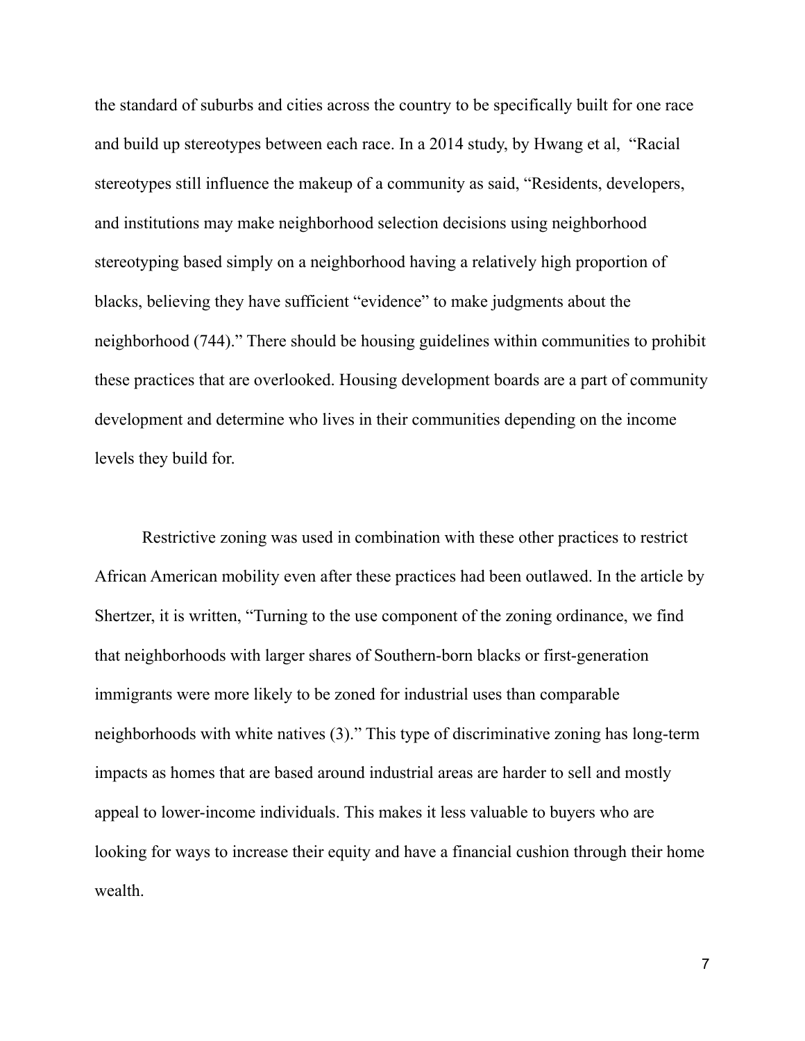the standard of suburbs and cities across the country to be specifically built for one race and build up stereotypes between each race. In a 2014 study, by Hwang et al, "Racial stereotypes still influence the makeup of a community as said, "Residents, developers, and institutions may make neighborhood selection decisions using neighborhood stereotyping based simply on a neighborhood having a relatively high proportion of blacks, believing they have sufficient "evidence" to make judgments about the neighborhood (744)." There should be housing guidelines within communities to prohibit these practices that are overlooked. Housing development boards are a part of community development and determine who lives in their communities depending on the income levels they build for.

Restrictive zoning was used in combination with these other practices to restrict African American mobility even after these practices had been outlawed. In the article by Shertzer, it is written, "Turning to the use component of the zoning ordinance, we find that neighborhoods with larger shares of Southern-born blacks or first-generation immigrants were more likely to be zoned for industrial uses than comparable neighborhoods with white natives (3)." This type of discriminative zoning has long-term impacts as homes that are based around industrial areas are harder to sell and mostly appeal to lower-income individuals. This makes it less valuable to buyers who are looking for ways to increase their equity and have a financial cushion through their home wealth.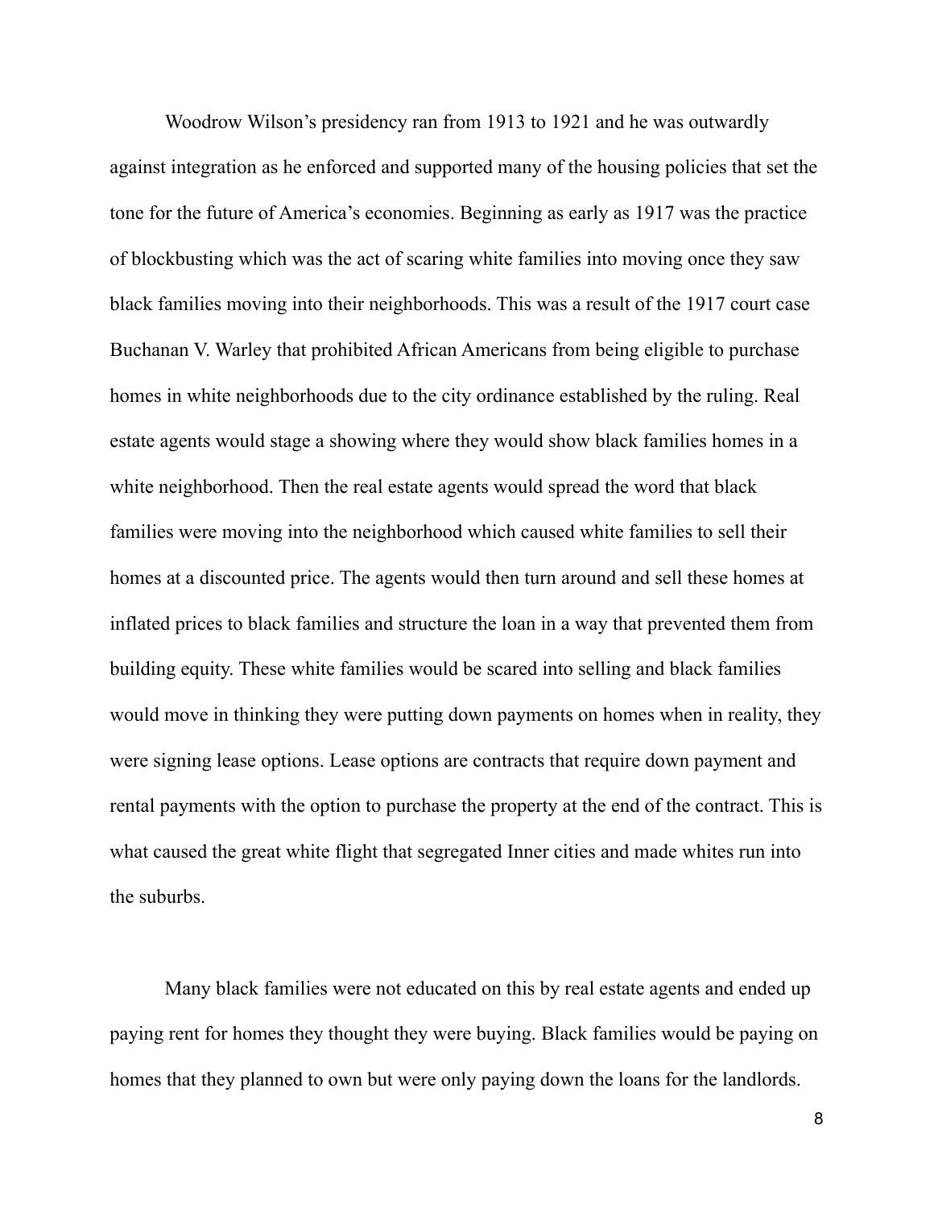Woodrow Wilson's presidency ran from 1913 to 1921 and he was outwardly against integration as he enforced and supported many of the housing policies that set the tone for the future of America's economies. Beginning as early as 1917 was the practice of blockbusting which was the act of scaring white families into moving once they saw black families moving into their neighborhoods. This was a result of the 1917 court case Buchanan V. Warley that prohibited African Americans from being eligible to purchase homes in white neighborhoods due to the city ordinance established by the ruling. Real estate agents would stage a showing where they would show black families homes in a white neighborhood. Then the real estate agents would spread the word that black families were moving into the neighborhood which caused white families to sell their homes at a discounted price. The agents would then turn around and sell these homes at inflated prices to black families and structure the loan in a way that prevented them from building equity. These white families would be scared into selling and black families would move in thinking they were putting down payments on homes when in reality, they were signing lease options. Lease options are contracts that require down payment and rental payments with the option to purchase the property at the end of the contract. This is what caused the great white flight that segregated Inner cities and made whites run into the suburbs.

Many black families were not educated on this by real estate agents and ended up paying rent for homes they thought they were buying. Black families would be paying on homes that they planned to own but were only paying down the loans for the landlords.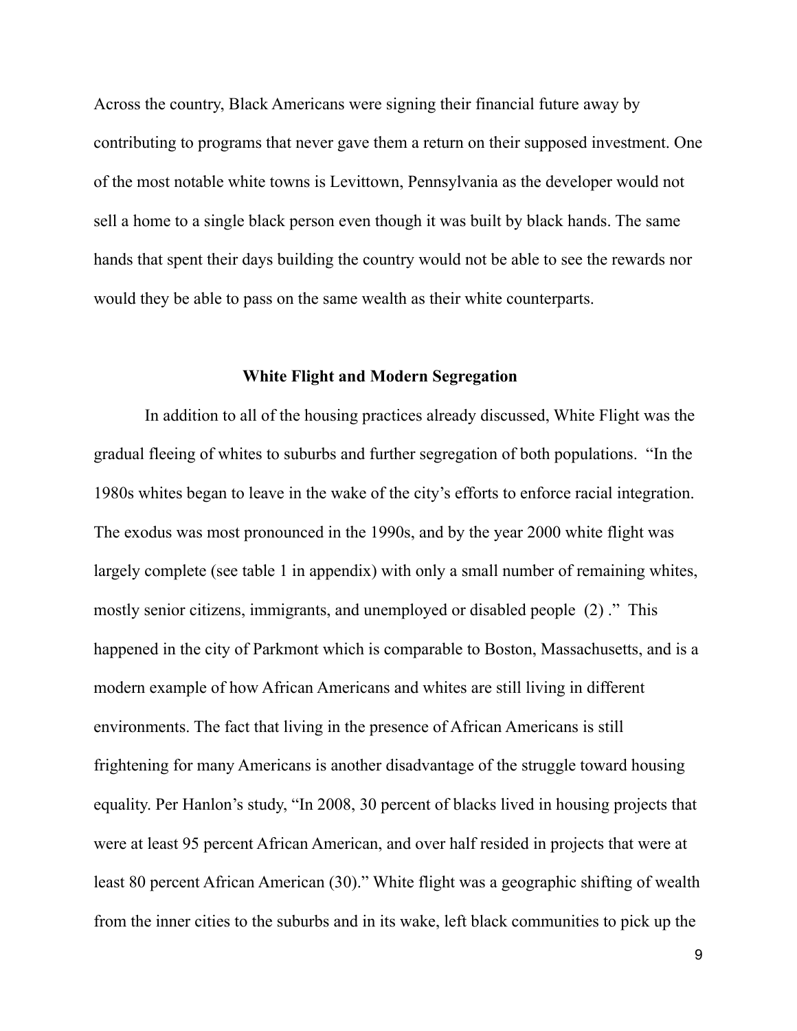Across the country, Black Americans were signing their financial future away by contributing to programs that never gave them a return on their supposed investment. One of the most notable white towns is Levittown, Pennsylvania as the developer would not sell a home to a single black person even though it was built by black hands. The same hands that spent their days building the country would not be able to see the rewards nor would they be able to pass on the same wealth as their white counterparts.

## White Flight and Modern Segregation

In addition to all of the housing practices already discussed, White Flight was the gradual fleeing of whites to suburbs and further segregation of both populations. "In the 1980s whites began to leave in the wake of the city's efforts to enforce racial integration. The exodus was most pronounced in the 1990s, and by the year 2000 white flight was largely complete (see table 1 in appendix) with only a small number of remaining whites, mostly senior citizens, immigrants, and unemployed or disabled people (2) ." This happened in the city of Parkmont which is comparable to Boston, Massachusetts, and is a modern example of how African Americans and whites are still living in different environments. The fact that living in the presence of African Americans is still frightening for many Americans is another disadvantage of the struggle toward housing equality. Per Hanlon's study, "In 2008, 30 percent of blacks lived in housing projects that were at least 95 percent African American, and over half resided in projects that were at least 80 percent African American (30)." White flight was a geographic shifting of wealth from the inner cities to the suburbs and in its wake, left black communities to pick up the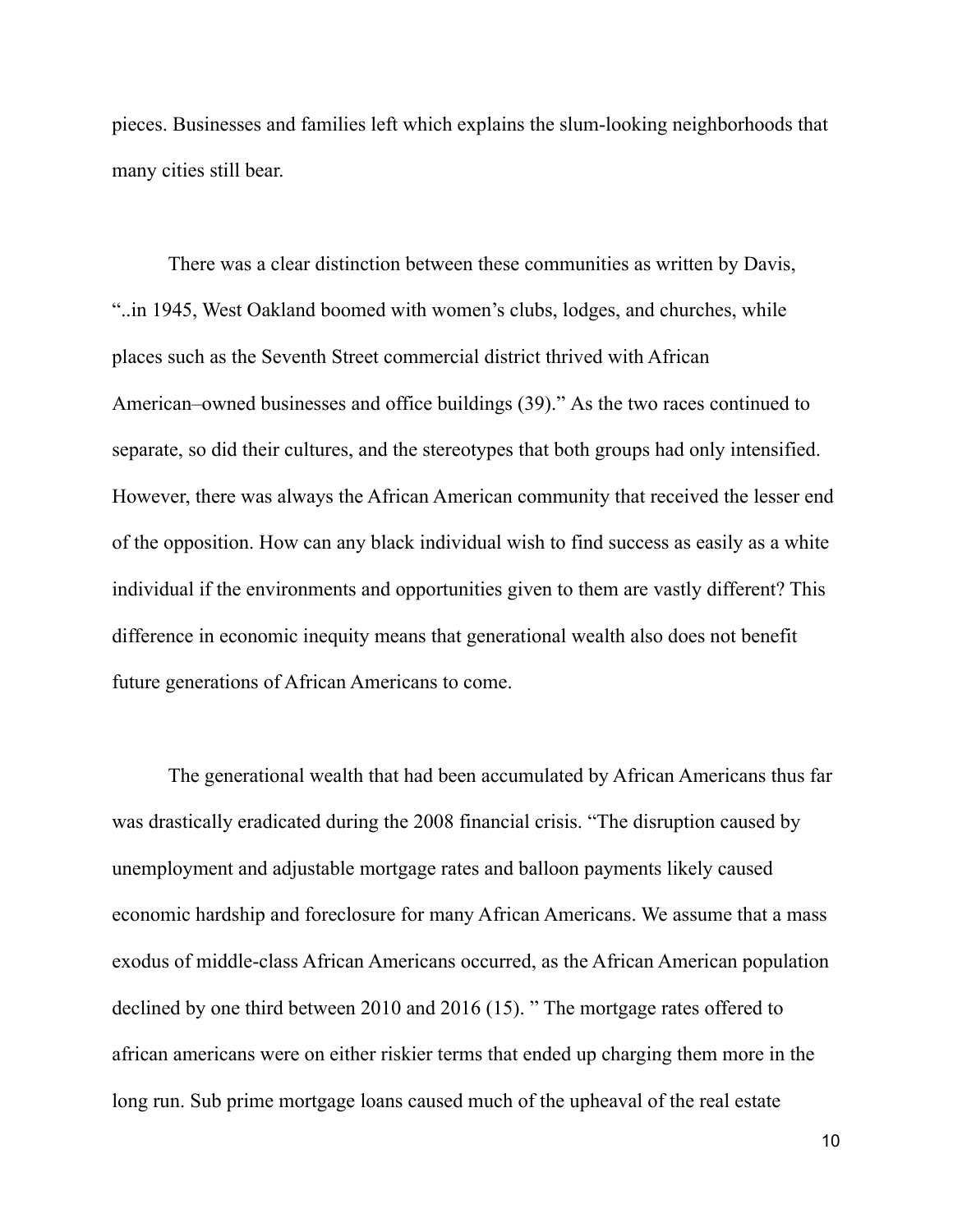pieces. Businesses and families left which explains the slum-looking neighborhoods that many cities still bear.

There was a clear distinction between these communities as written by Davis, "..in 1945, West Oakland boomed with women's clubs, lodges, and churches, while places such as the Seventh Street commercial district thrived with African American–owned businesses and office buildings (39)." As the two races continued to separate, so did their cultures, and the stereotypes that both groups had only intensified. However, there was always the African American community that received the lesser end of the opposition. How can any black individual wish to find success as easily as a white individual if the environments and opportunities given to them are vastly different? This difference in economic inequity means that generational wealth also does not benefit future generations of African Americans to come.

The generational wealth that had been accumulated by African Americans thus far was drastically eradicated during the 2008 financial crisis. "The disruption caused by unemployment and adjustable mortgage rates and balloon payments likely caused economic hardship and foreclosure for many African Americans. We assume that a mass exodus of middle-class African Americans occurred, as the African American population declined by one third between 2010 and 2016 (15). " The mortgage rates offered to african americans were on either riskier terms that ended up charging them more in the long run. Sub prime mortgage loans caused much of the upheaval of the real estate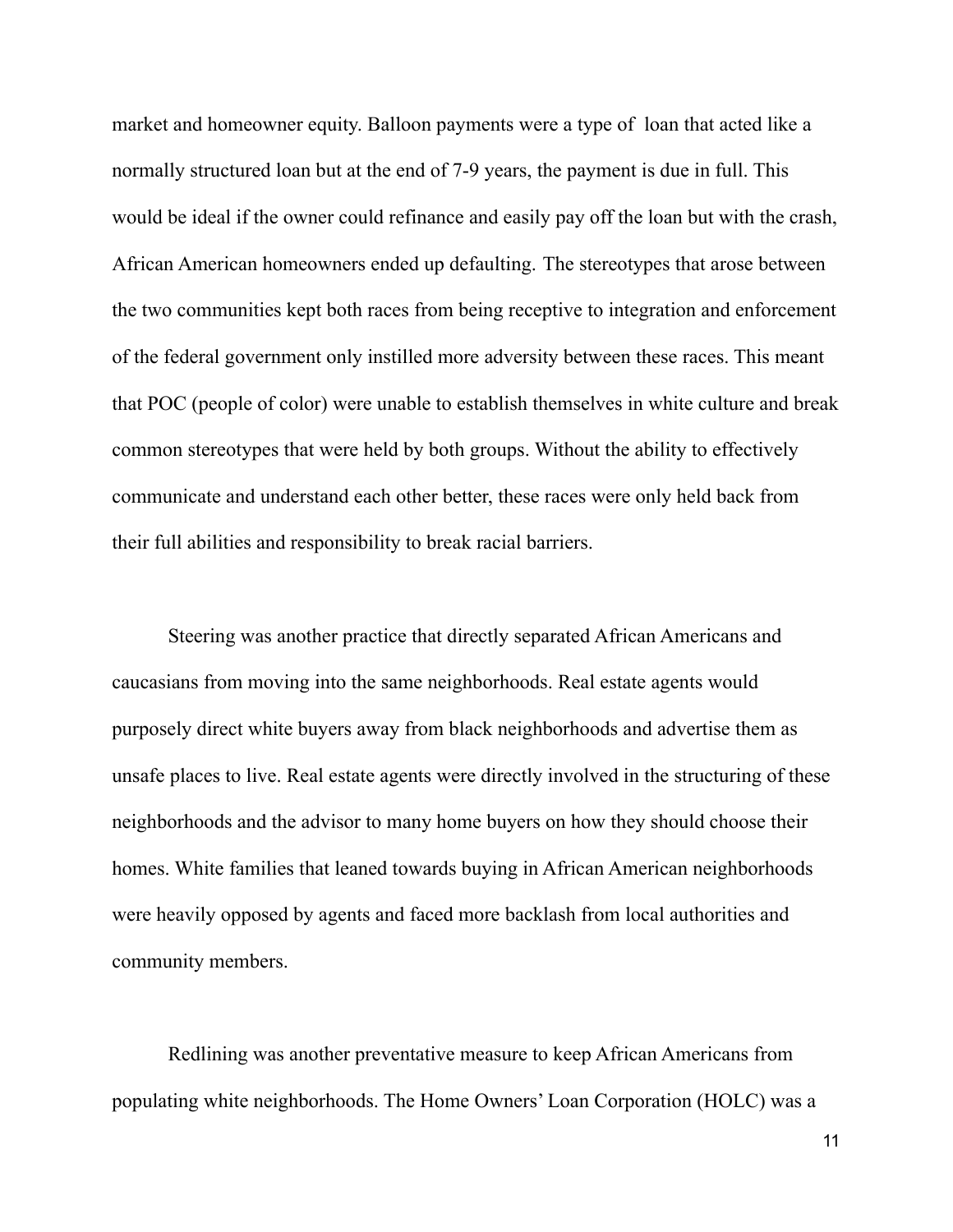market and homeowner equity. Balloon payments were a type of  loan that acted like a normally structured loan but at the end of 7-9 years, the payment is due in full. This would be ideal if the owner could refinance and easily pay off the loan but with the crash, African American homeowners ended up defaulting. The stereotypes that arose between the two communities kept both races from being receptive to integration and enforcement of the federal government only instilled more adversity between these races. This meant that POC (people of color) were unable to establish themselves in white culture and break common stereotypes that were held by both groups. Without the ability to effectively communicate and understand each other better, these races were only held back from their full abilities and responsibility to break racial barriers.

Steering was another practice that directly separated African Americans and caucasians from moving into the same neighborhoods. Real estate agents would purposely direct white buyers away from black neighborhoods and advertise them as unsafe places to live. Real estate agents were directly involved in the structuring of these neighborhoods and the advisor to many home buyers on how they should choose their homes. White families that leaned towards buying in African American neighborhoods were heavily opposed by agents and faced more backlash from local authorities and community members.

Redlining was another preventative measure to keep African Americans from populating white neighborhoods. The Home Owners' Loan Corporation (HOLC) was a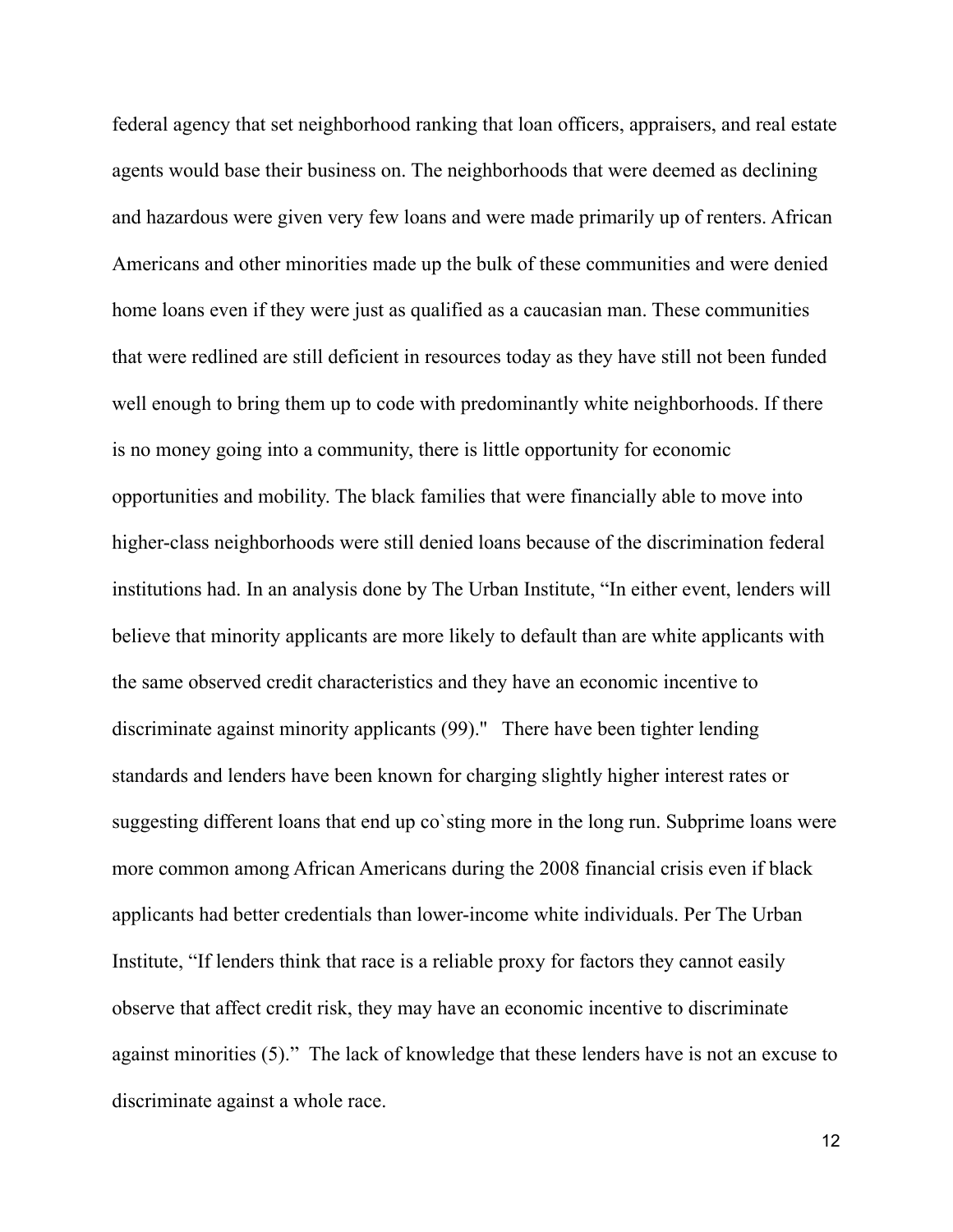federal agency that set neighborhood ranking that loan officers, appraisers, and real estate agents would base their business on. The neighborhoods that were deemed as declining and hazardous were given very few loans and were made primarily up of renters. African Americans and other minorities made up the bulk of these communities and were denied home loans even if they were just as qualified as a caucasian man. These communities that were redlined are still deficient in resources today as they have still not been funded well enough to bring them up to code with predominantly white neighborhoods. If there is no money going into a community, there is little opportunity for economic opportunities and mobility. The black families that were financially able to move into higher-class neighborhoods were still denied loans because of the discrimination federal institutions had. In an analysis done by The Urban Institute, "In either event, lenders will believe that minority applicants are more likely to default than are white applicants with the same observed credit characteristics and they have an economic incentive to discriminate against minority applicants (99)." There have been tighter lending standards and lenders have been known for charging slightly higher interest rates or suggesting different loans that end up co`sting more in the long run. Subprime loans were more common among African Americans during the 2008 financial crisis even if black applicants had better credentials than lower-income white individuals. Per The Urban Institute, "If lenders think that race is a reliable proxy for factors they cannot easily observe that affect credit risk, they may have an economic incentive to discriminate against minorities (5)." The lack of knowledge that these lenders have is not an excuse to discriminate against a whole race.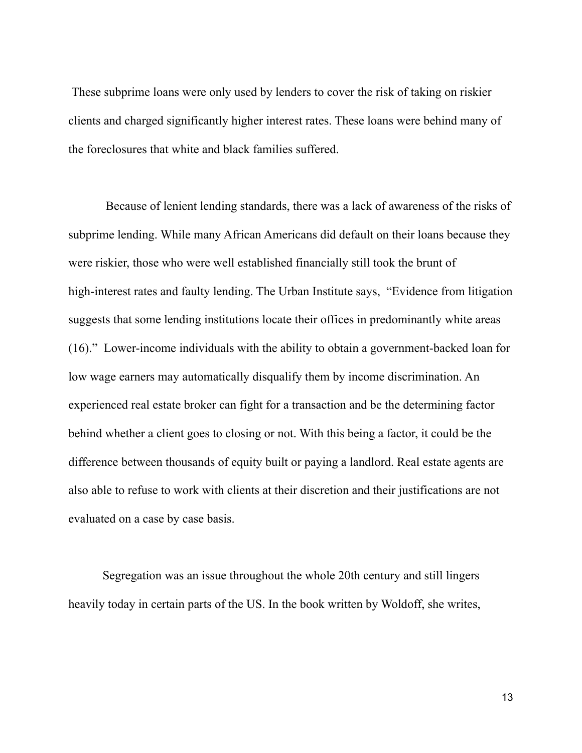These subprime loans were only used by lenders to cover the risk of taking on riskier clients and charged significantly higher interest rates. These loans were behind many of the foreclosures that white and black families suffered.

Because of lenient lending standards, there was a lack of awareness of the risks of subprime lending. While many African Americans did default on their loans because they were riskier, those who were well established financially still took the brunt of high-interest rates and faulty lending. The Urban Institute says, "Evidence from litigation suggests that some lending institutions locate their offices in predominantly white areas (16)." Lower-income individuals with the ability to obtain a government-backed loan for low wage earners may automatically disqualify them by income discrimination. An experienced real estate broker can fight for a transaction and be the determining factor behind whether a client goes to closing or not. With this being a factor, it could be the difference between thousands of equity built or paying a landlord. Real estate agents are also able to refuse to work with clients at their discretion and their justifications are not evaluated on a case by case basis.

Segregation was an issue throughout the whole 20th century and still lingers heavily today in certain parts of the US. In the book written by Woldoff, she writes,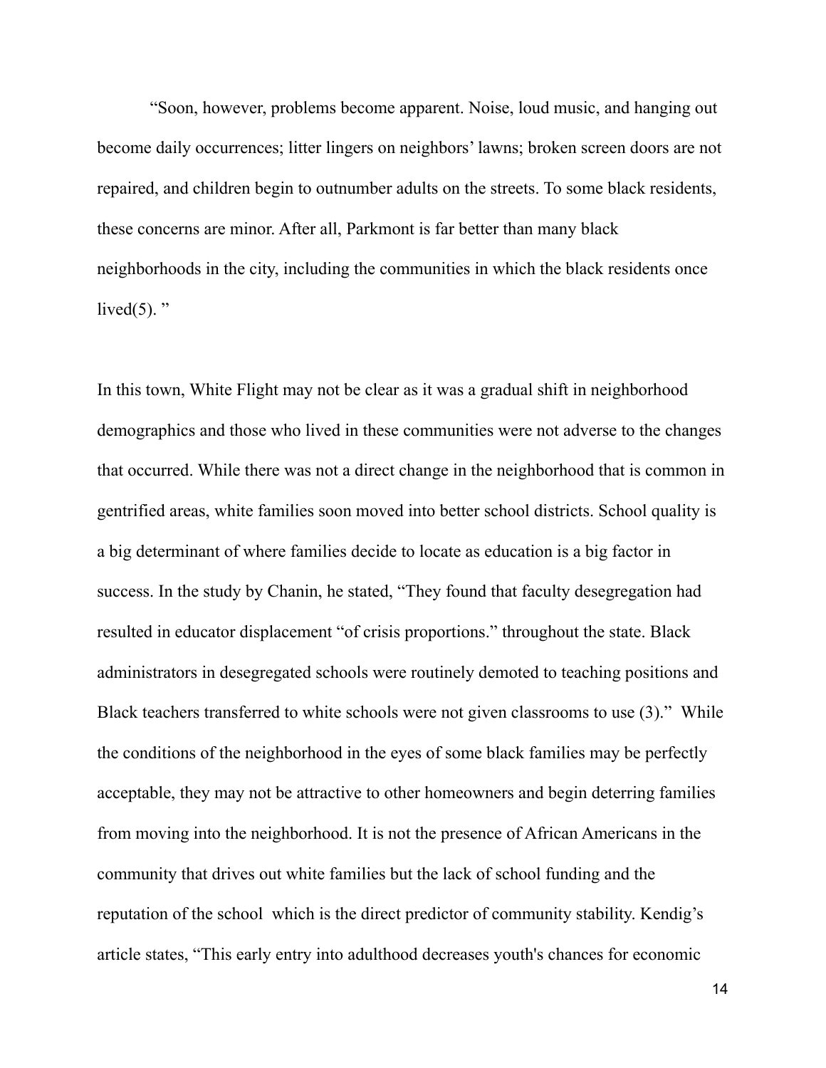"Soon, however, problems become apparent. Noise, loud music, and hanging out become daily occurrences; litter lingers on neighbors' lawns; broken screen doors are not repaired, and children begin to outnumber adults on the streets. To some black residents, these concerns are minor. After all, Parkmont is far better than many black neighborhoods in the city, including the communities in which the black residents once lived(5). "

In this town, White Flight may not be clear as it was a gradual shift in neighborhood demographics and those who lived in these communities were not adverse to the changes that occurred. While there was not a direct change in the neighborhood that is common in gentrified areas, white families soon moved into better school districts. School quality is a big determinant of where families decide to locate as education is a big factor in success. In the study by Chanin, he stated, "They found that faculty desegregation had resulted in educator displacement "of crisis proportions." throughout the state. Black administrators in desegregated schools were routinely demoted to teaching positions and Black teachers transferred to white schools were not given classrooms to use (3)." While the conditions of the neighborhood in the eyes of some black families may be perfectly acceptable, they may not be attractive to other homeowners and begin deterring families from moving into the neighborhood. It is not the presence of African Americans in the community that drives out white families but the lack of school funding and the reputation of the school which is the direct predictor of community stability. Kendig's article states, "This early entry into adulthood decreases youth's chances for economic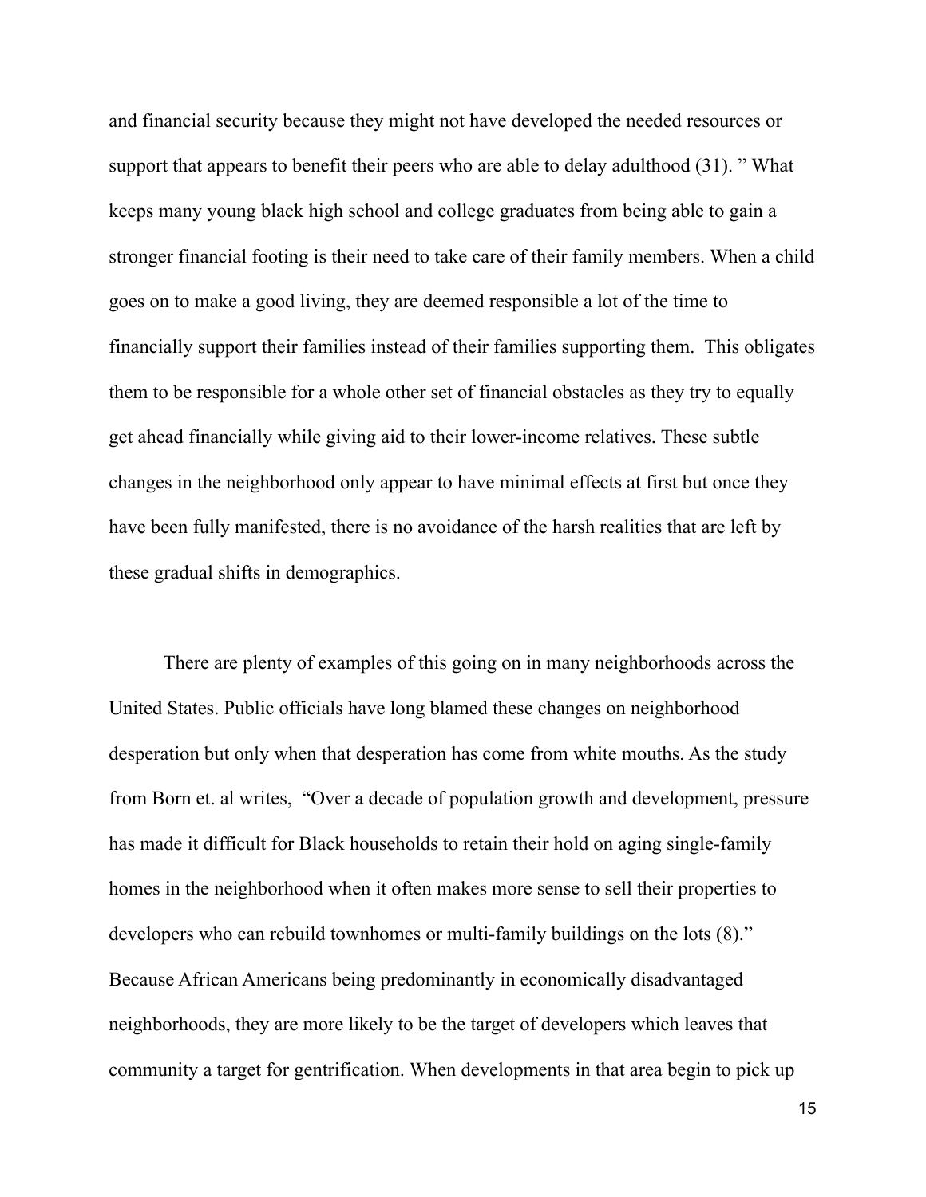and financial security because they might not have developed the needed resources or support that appears to benefit their peers who are able to delay adulthood (31). " What keeps many young black high school and college graduates from being able to gain a stronger financial footing is their need to take care of their family members. When a child goes on to make a good living, they are deemed responsible a lot of the time to financially support their families instead of their families supporting them.  This obligates them to be responsible for a whole other set of financial obstacles as they try to equally get ahead financially while giving aid to their lower-income relatives. These subtle changes in the neighborhood only appear to have minimal effects at first but once they have been fully manifested, there is no avoidance of the harsh realities that are left by these gradual shifts in demographics.

There are plenty of examples of this going on in many neighborhoods across the United States. Public officials have long blamed these changes on neighborhood desperation but only when that desperation has come from white mouths. As the study from Born et. al writes,  "Over a decade of population growth and development, pressure has made it difficult for Black households to retain their hold on aging single-family homes in the neighborhood when it often makes more sense to sell their properties to developers who can rebuild townhomes or multi-family buildings on the lots (8)." Because African Americans being predominantly in economically disadvantaged neighborhoods, they are more likely to be the target of developers which leaves that community a target for gentrification. When developments in that area begin to pick up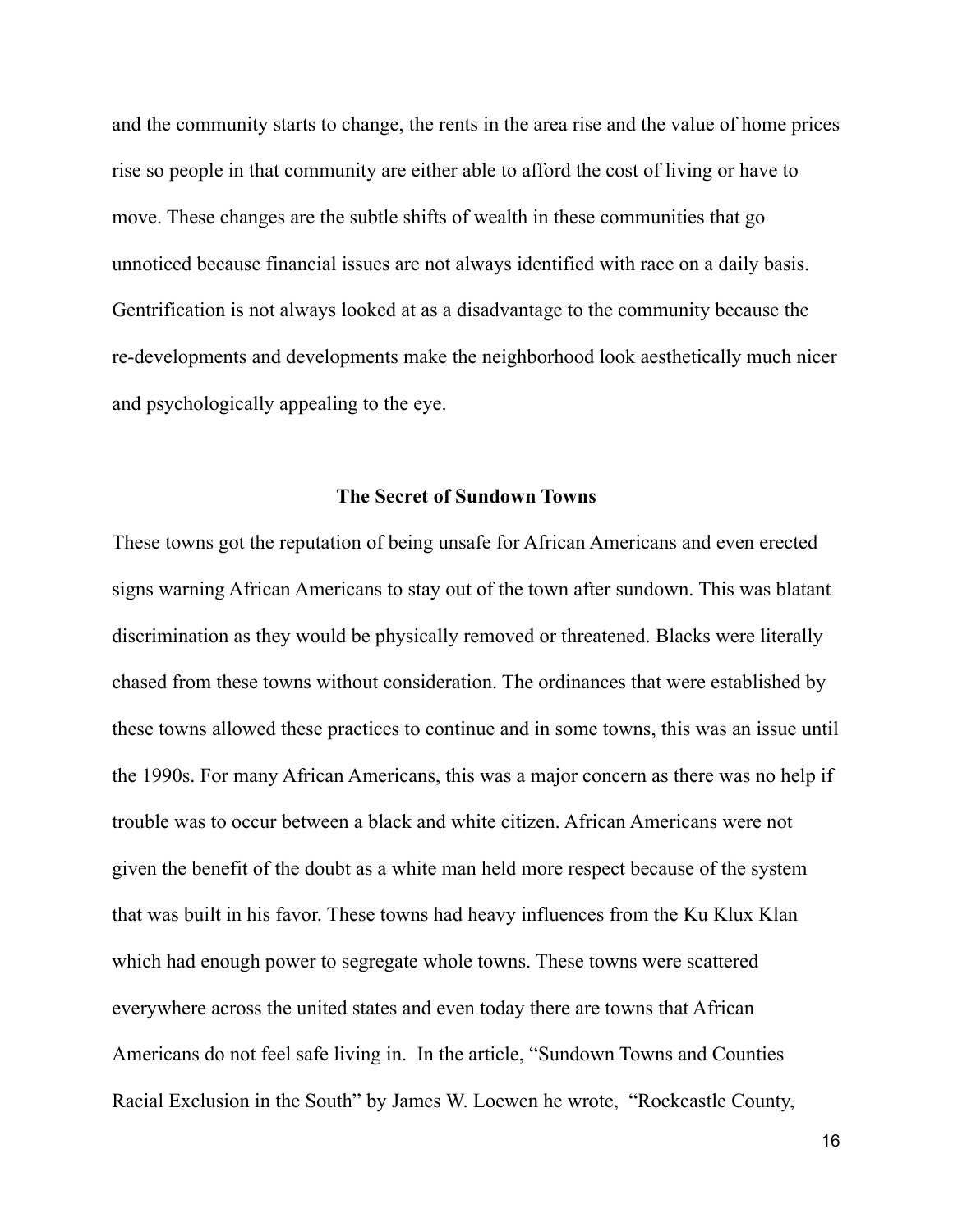and the community starts to change, the rents in the area rise and the value of home prices rise so people in that community are either able to afford the cost of living or have to move. These changes are the subtle shifts of wealth in these communities that go unnoticed because financial issues are not always identified with race on a daily basis. Gentrification is not always looked at as a disadvantage to the community because the re-developments and developments make the neighborhood look aesthetically much nicer and psychologically appealing to the eye.

### The Secret of Sundown Towns

These towns got the reputation of being unsafe for African Americans and even erected signs warning African Americans to stay out of the town after sundown. This was blatant discrimination as they would be physically removed or threatened. Blacks were literally chased from these towns without consideration. The ordinances that were established by these towns allowed these practices to continue and in some towns, this was an issue until the 1990s. For many African Americans, this was a major concern as there was no help if trouble was to occur between a black and white citizen. African Americans were not given the benefit of the doubt as a white man held more respect because of the system that was built in his favor. These towns had heavy influences from the Ku Klux Klan which had enough power to segregate whole towns. These towns were scattered everywhere across the united states and even today there are towns that African Americans do not feel safe living in. In the article, "Sundown Towns and Counties Racial Exclusion in the South" by James W. Loewen he wrote, "Rockcastle County,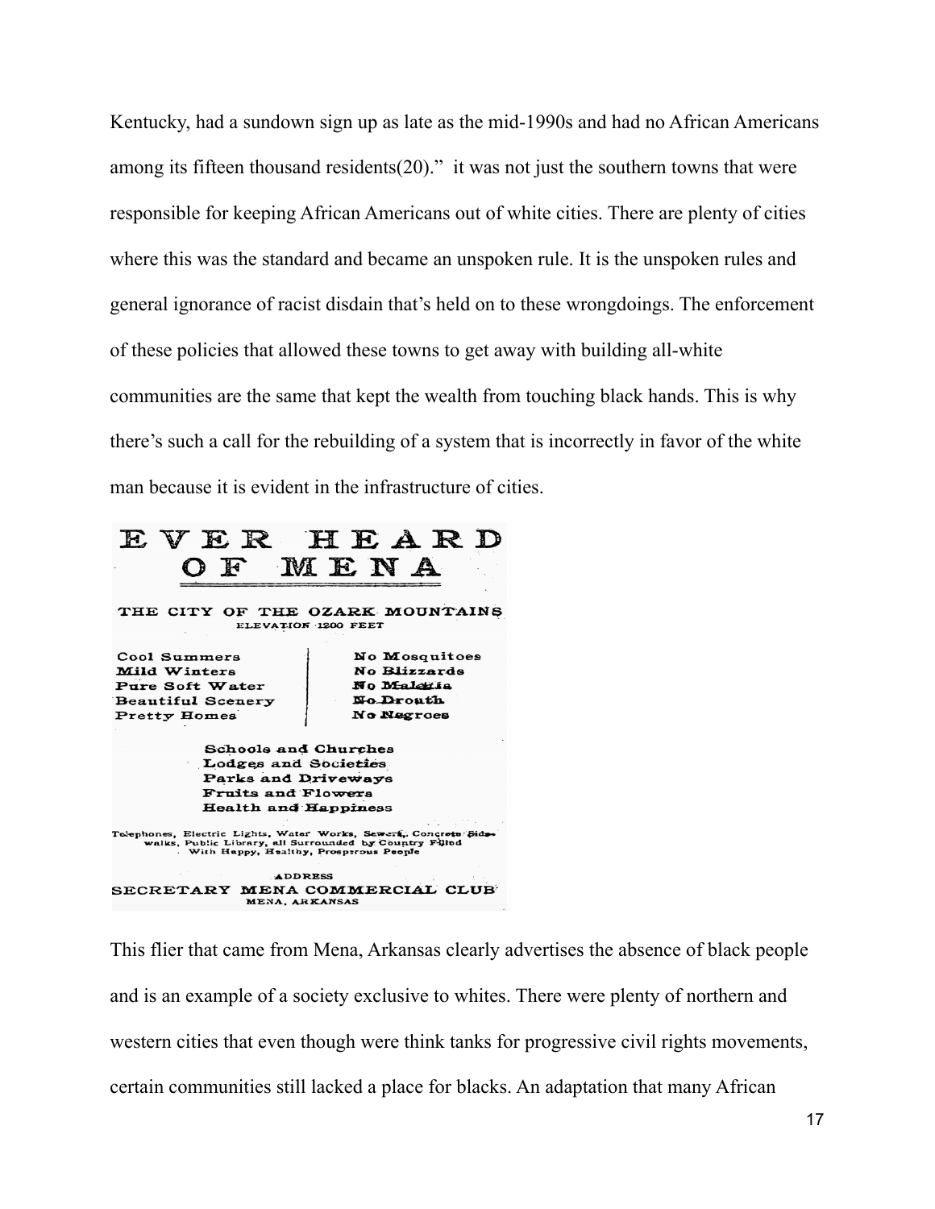Kentucky, had a sundown sign up as late as the mid-1990s and had no African Americans among its fifteen thousand residents(20)." it was not just the southern towns that were responsible for keeping African Americans out of white cities. There are plenty of cities where this was the standard and became an unspoken rule. It is the unspoken rules and general ignorance of racist disdain that's held on to these wrongdoings. The enforcement of these policies that allowed these towns to get away with building all-white communities are the same that kept the wealth from touching black hands. This is why there's such a call for the rebuilding of a system that is incorrectly in favor of the white man because it is evident in the infrastructure of cities.

**EVER HEARD OF MENA**

**THE CITY OF THE OZARK MOUNTAINS**

ELEVATION 1200 FEET

| | |
|---|---|
| Cool Summers | No Mosquitoes |
| Mild Winters | No Blizzards |
| Pure Soft Water | No Malaria |
| Beautiful Scenery | No Drouth |
| Pretty Homes | No Negroes |

Schools and Churches
Lodges and Societies
Parks and Driveways
Fruits and Flowers
Health and Happiness

Telephones, Electric Lights, Water Works, Sewers, Concrete Sidewalks, Public Library, all Surrounded by Country Filled With Happy, Healthy, Prosperous People

ADDRESS
SECRETARY MENA COMMERCIAL CLUB
MENA, ARKANSAS

This flier that came from Mena, Arkansas clearly advertises the absence of black people and is an example of a society exclusive to whites. There were plenty of northern and western cities that even though were think tanks for progressive civil rights movements, certain communities still lacked a place for blacks. An adaptation that many African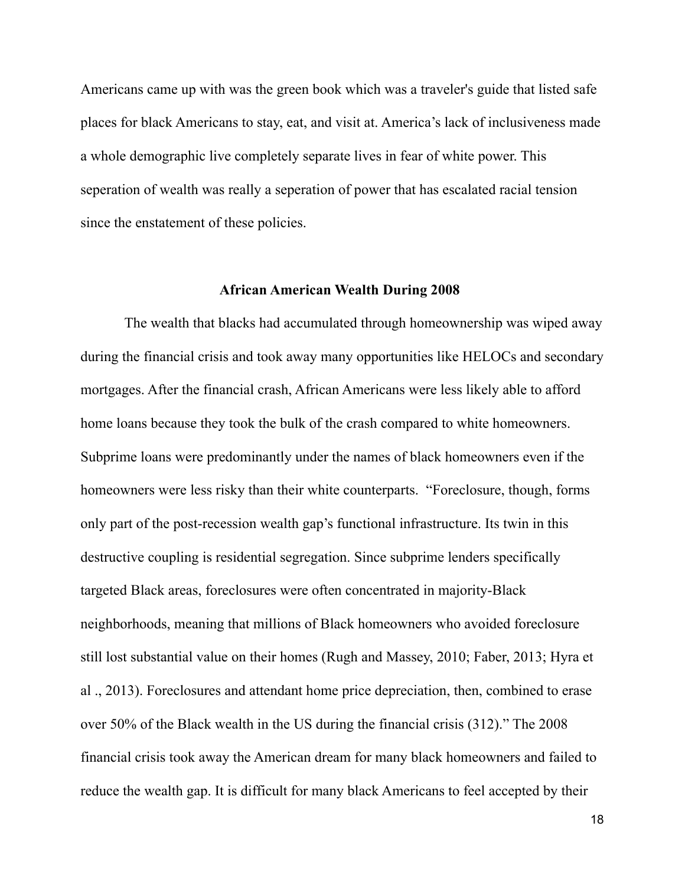Americans came up with was the green book which was a traveler's guide that listed safe places for black Americans to stay, eat, and visit at. America's lack of inclusiveness made a whole demographic live completely separate lives in fear of white power. This seperation of wealth was really a seperation of power that has escalated racial tension since the enstatement of these policies.

## African American Wealth During 2008

The wealth that blacks had accumulated through homeownership was wiped away during the financial crisis and took away many opportunities like HELOCs and secondary mortgages. After the financial crash, African Americans were less likely able to afford home loans because they took the bulk of the crash compared to white homeowners. Subprime loans were predominantly under the names of black homeowners even if the homeowners were less risky than their white counterparts. "Foreclosure, though, forms only part of the post-recession wealth gap's functional infrastructure. Its twin in this destructive coupling is residential segregation. Since subprime lenders specifically targeted Black areas, foreclosures were often concentrated in majority-Black neighborhoods, meaning that millions of Black homeowners who avoided foreclosure still lost substantial value on their homes (Rugh and Massey, 2010; Faber, 2013; Hyra et al ., 2013). Foreclosures and attendant home price depreciation, then, combined to erase over 50% of the Black wealth in the US during the financial crisis (312)." The 2008 financial crisis took away the American dream for many black homeowners and failed to reduce the wealth gap. It is difficult for many black Americans to feel accepted by their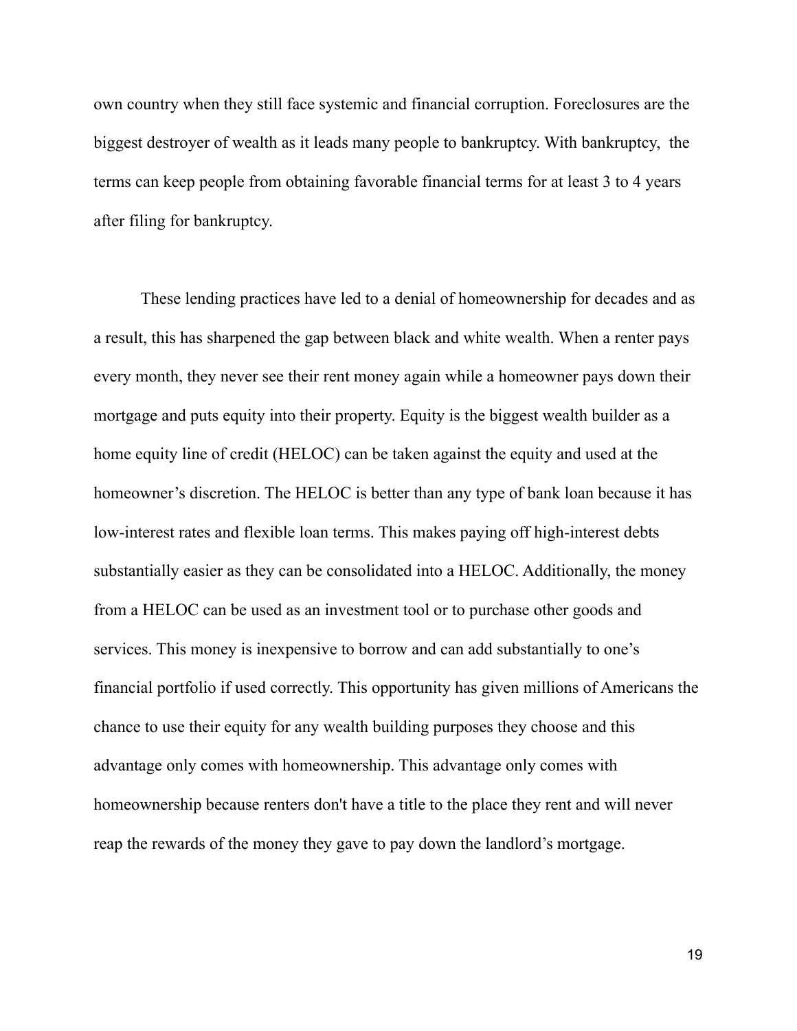own country when they still face systemic and financial corruption. Foreclosures are the biggest destroyer of wealth as it leads many people to bankruptcy. With bankruptcy,  the terms can keep people from obtaining favorable financial terms for at least 3 to 4 years after filing for bankruptcy.

These lending practices have led to a denial of homeownership for decades and as a result, this has sharpened the gap between black and white wealth. When a renter pays every month, they never see their rent money again while a homeowner pays down their mortgage and puts equity into their property. Equity is the biggest wealth builder as a home equity line of credit (HELOC) can be taken against the equity and used at the homeowner's discretion. The HELOC is better than any type of bank loan because it has low-interest rates and flexible loan terms. This makes paying off high-interest debts substantially easier as they can be consolidated into a HELOC. Additionally, the money from a HELOC can be used as an investment tool or to purchase other goods and services. This money is inexpensive to borrow and can add substantially to one's financial portfolio if used correctly. This opportunity has given millions of Americans the chance to use their equity for any wealth building purposes they choose and this advantage only comes with homeownership. This advantage only comes with homeownership because renters don't have a title to the place they rent and will never reap the rewards of the money they gave to pay down the landlord's mortgage.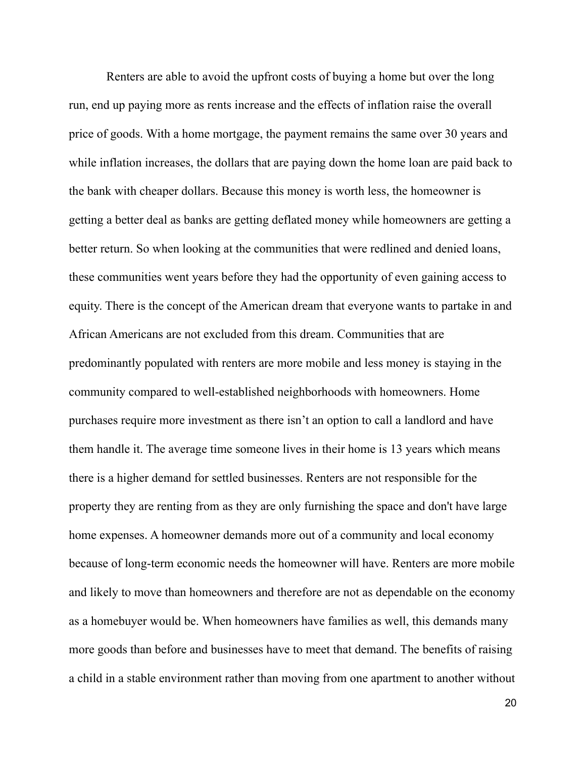Renters are able to avoid the upfront costs of buying a home but over the long run, end up paying more as rents increase and the effects of inflation raise the overall price of goods. With a home mortgage, the payment remains the same over 30 years and while inflation increases, the dollars that are paying down the home loan are paid back to the bank with cheaper dollars. Because this money is worth less, the homeowner is getting a better deal as banks are getting deflated money while homeowners are getting a better return. So when looking at the communities that were redlined and denied loans, these communities went years before they had the opportunity of even gaining access to equity. There is the concept of the American dream that everyone wants to partake in and African Americans are not excluded from this dream. Communities that are predominantly populated with renters are more mobile and less money is staying in the community compared to well-established neighborhoods with homeowners. Home purchases require more investment as there isn't an option to call a landlord and have them handle it. The average time someone lives in their home is 13 years which means there is a higher demand for settled businesses. Renters are not responsible for the property they are renting from as they are only furnishing the space and don't have large home expenses. A homeowner demands more out of a community and local economy because of long-term economic needs the homeowner will have. Renters are more mobile and likely to move than homeowners and therefore are not as dependable on the economy as a homebuyer would be. When homeowners have families as well, this demands many more goods than before and businesses have to meet that demand. The benefits of raising a child in a stable environment rather than moving from one apartment to another without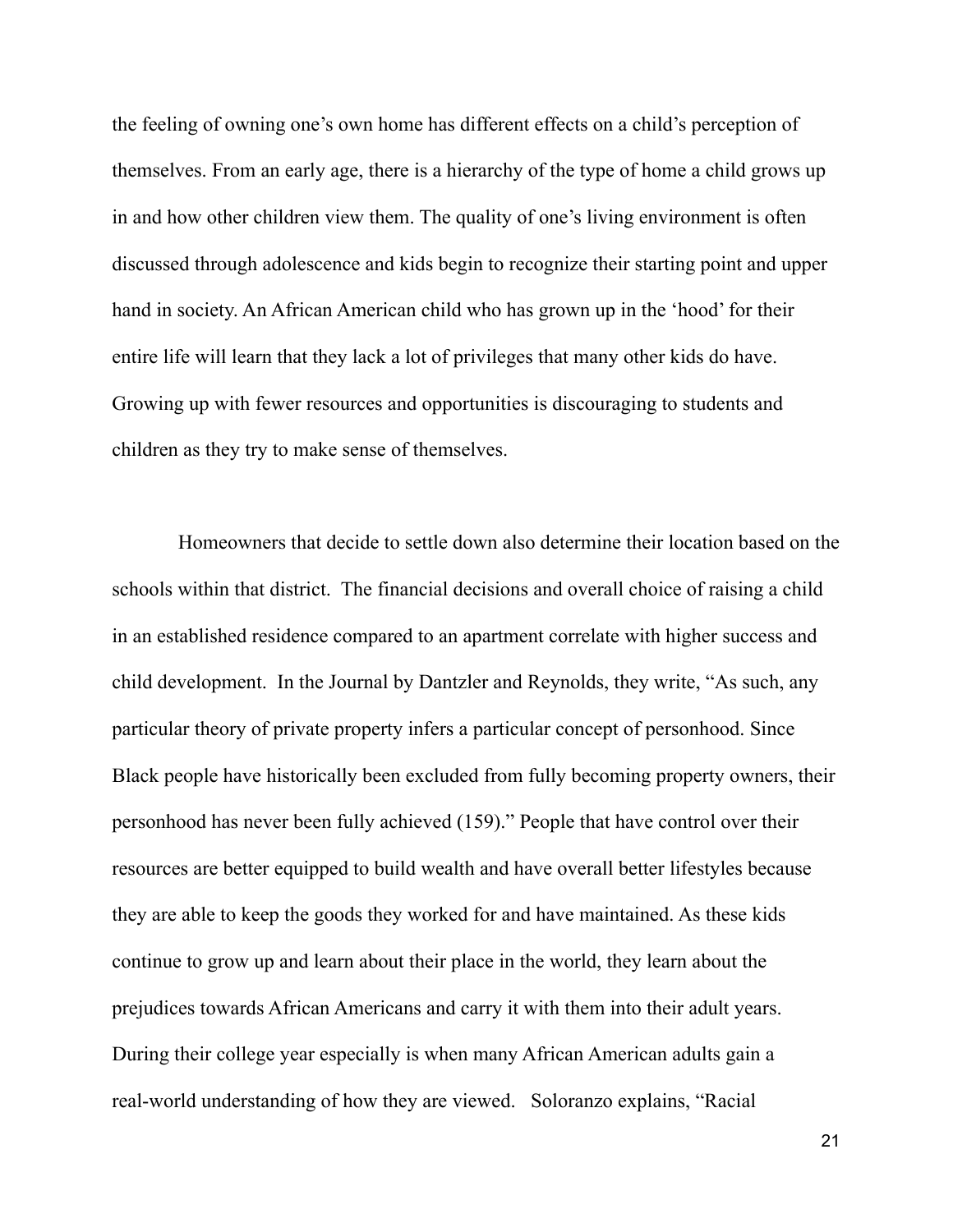the feeling of owning one's own home has different effects on a child's perception of themselves. From an early age, there is a hierarchy of the type of home a child grows up in and how other children view them. The quality of one's living environment is often discussed through adolescence and kids begin to recognize their starting point and upper hand in society. An African American child who has grown up in the 'hood' for their entire life will learn that they lack a lot of privileges that many other kids do have. Growing up with fewer resources and opportunities is discouraging to students and children as they try to make sense of themselves.

Homeowners that decide to settle down also determine their location based on the schools within that district. The financial decisions and overall choice of raising a child in an established residence compared to an apartment correlate with higher success and child development. In the Journal by Dantzler and Reynolds, they write, "As such, any particular theory of private property infers a particular concept of personhood. Since Black people have historically been excluded from fully becoming property owners, their personhood has never been fully achieved (159)." People that have control over their resources are better equipped to build wealth and have overall better lifestyles because they are able to keep the goods they worked for and have maintained. As these kids continue to grow up and learn about their place in the world, they learn about the prejudices towards African Americans and carry it with them into their adult years. During their college year especially is when many African American adults gain a real-world understanding of how they are viewed. Soloranzo explains, "Racial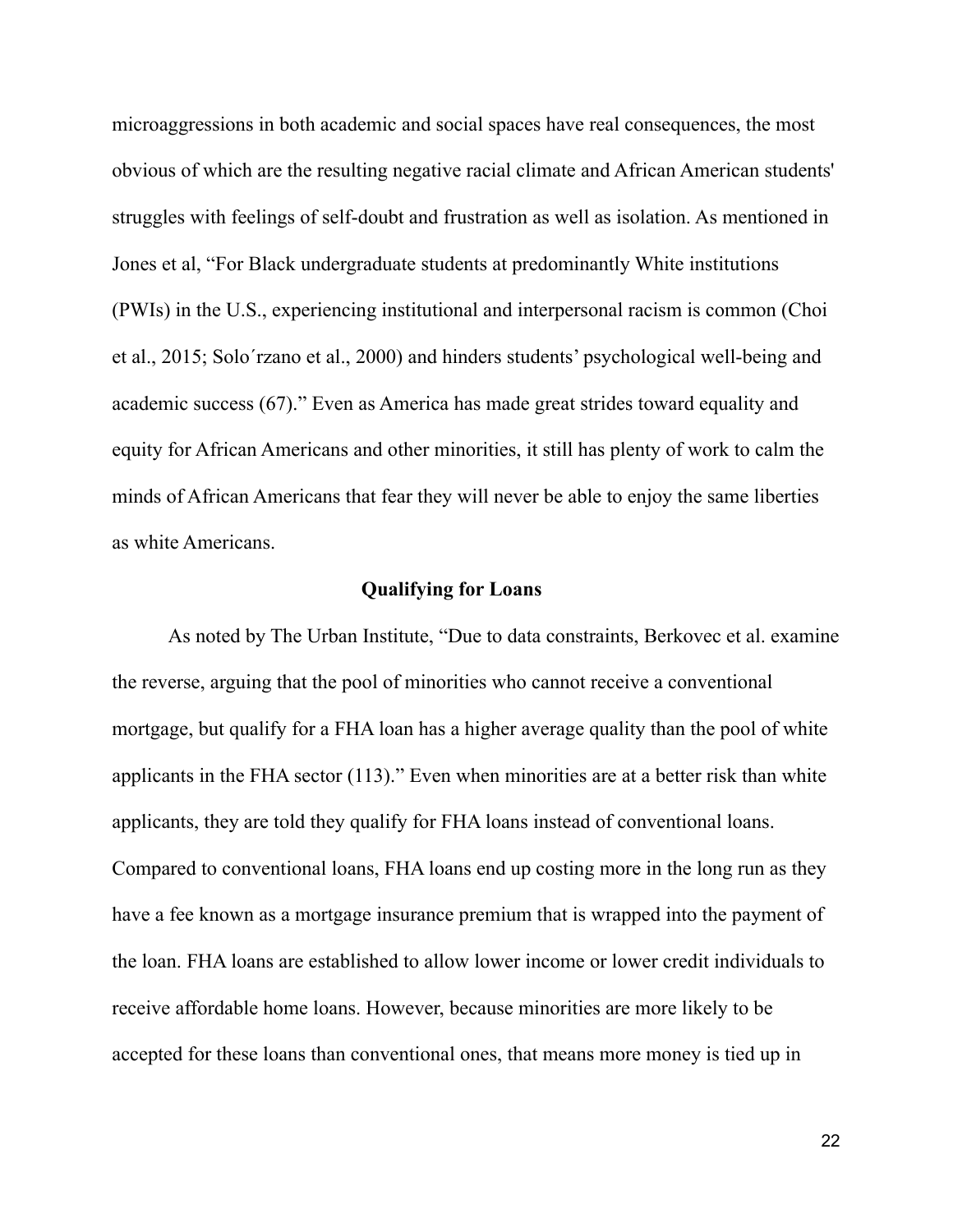microaggressions in both academic and social spaces have real consequences, the most obvious of which are the resulting negative racial climate and African American students' struggles with feelings of self-doubt and frustration as well as isolation. As mentioned in Jones et al, “For Black undergraduate students at predominantly White institutions (PWIs) in the U.S., experiencing institutional and interpersonal racism is common (Choi et al., 2015; Solo´rzano et al., 2000) and hinders students’ psychological well-being and academic success (67).” Even as America has made great strides toward equality and equity for African Americans and other minorities, it still has plenty of work to calm the minds of African Americans that fear they will never be able to enjoy the same liberties as white Americans.

## Qualifying for Loans

As noted by The Urban Institute, “Due to data constraints, Berkovec et al. examine the reverse, arguing that the pool of minorities who cannot receive a conventional mortgage, but qualify for a FHA loan has a higher average quality than the pool of white applicants in the FHA sector (113).” Even when minorities are at a better risk than white applicants, they are told they qualify for FHA loans instead of conventional loans. Compared to conventional loans, FHA loans end up costing more in the long run as they have a fee known as a mortgage insurance premium that is wrapped into the payment of the loan. FHA loans are established to allow lower income or lower credit individuals to receive affordable home loans. However, because minorities are more likely to be accepted for these loans than conventional ones, that means more money is tied up in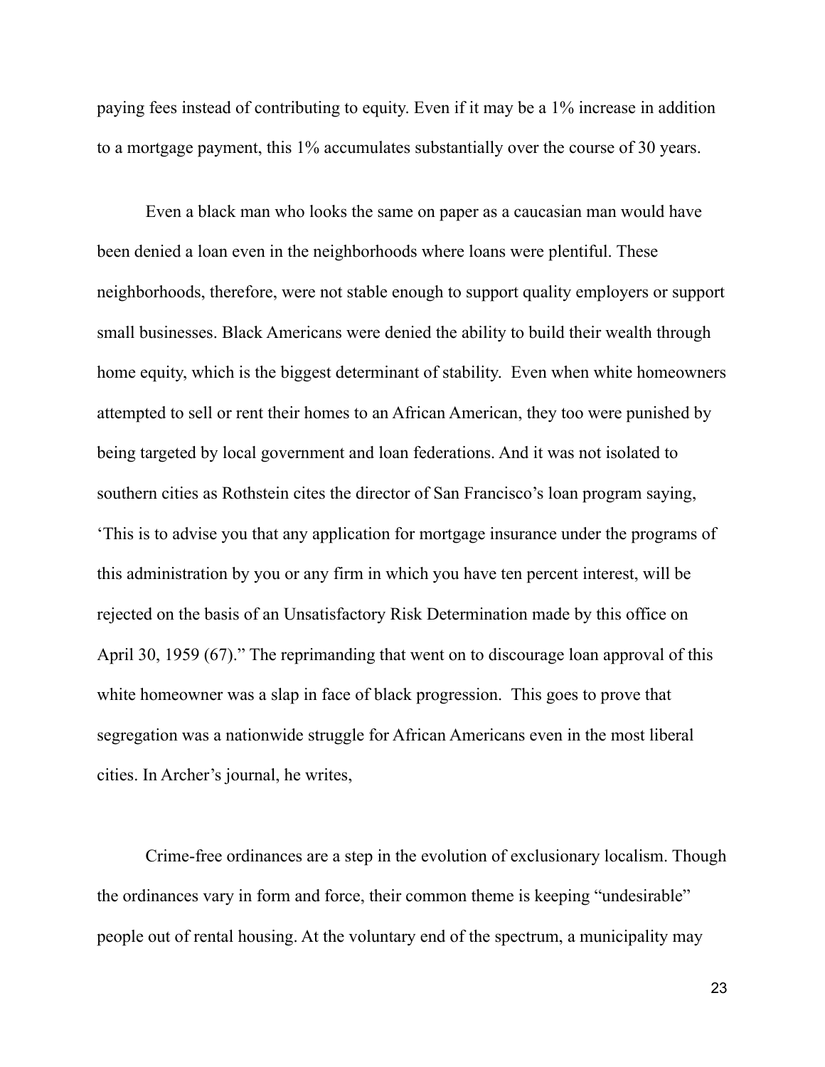paying fees instead of contributing to equity. Even if it may be a 1% increase in addition to a mortgage payment, this 1% accumulates substantially over the course of 30 years.

Even a black man who looks the same on paper as a caucasian man would have been denied a loan even in the neighborhoods where loans were plentiful. These neighborhoods, therefore, were not stable enough to support quality employers or support small businesses. Black Americans were denied the ability to build their wealth through home equity, which is the biggest determinant of stability. Even when white homeowners attempted to sell or rent their homes to an African American, they too were punished by being targeted by local government and loan federations. And it was not isolated to southern cities as Rothstein cites the director of San Francisco's loan program saying, 'This is to advise you that any application for mortgage insurance under the programs of this administration by you or any firm in which you have ten percent interest, will be rejected on the basis of an Unsatisfactory Risk Determination made by this office on April 30, 1959 (67)." The reprimanding that went on to discourage loan approval of this white homeowner was a slap in face of black progression. This goes to prove that segregation was a nationwide struggle for African Americans even in the most liberal cities. In Archer's journal, he writes,

Crime-free ordinances are a step in the evolution of exclusionary localism. Though the ordinances vary in form and force, their common theme is keeping "undesirable" people out of rental housing. At the voluntary end of the spectrum, a municipality may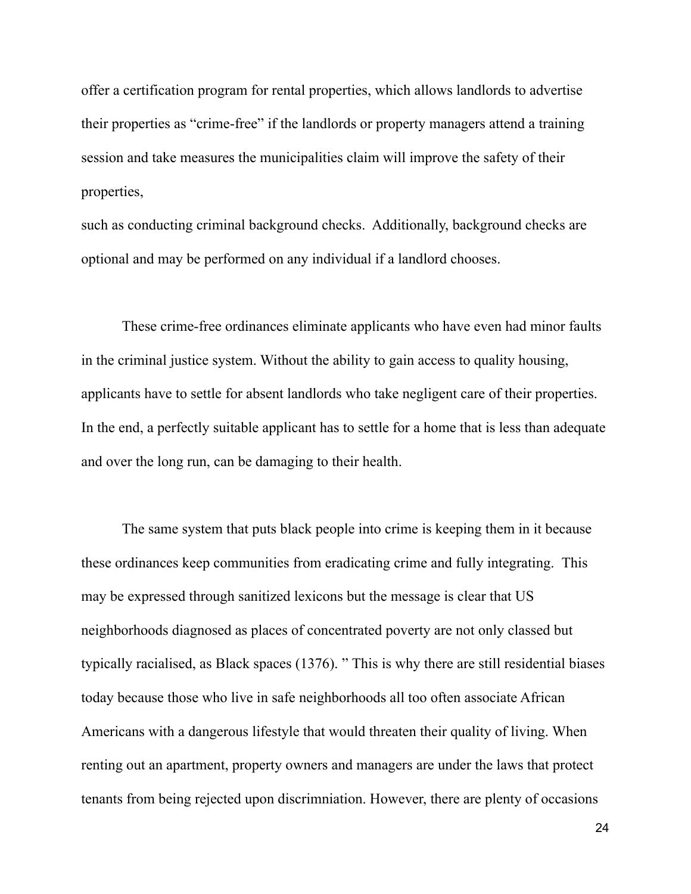offer a certification program for rental properties, which allows landlords to advertise their properties as "crime-free" if the landlords or property managers attend a training session and take measures the municipalities claim will improve the safety of their properties,

such as conducting criminal background checks. Additionally, background checks are optional and may be performed on any individual if a landlord chooses.

These crime-free ordinances eliminate applicants who have even had minor faults in the criminal justice system. Without the ability to gain access to quality housing, applicants have to settle for absent landlords who take negligent care of their properties. In the end, a perfectly suitable applicant has to settle for a home that is less than adequate and over the long run, can be damaging to their health.

The same system that puts black people into crime is keeping them in it because these ordinances keep communities from eradicating crime and fully integrating. This may be expressed through sanitized lexicons but the message is clear that US neighborhoods diagnosed as places of concentrated poverty are not only classed but typically racialised, as Black spaces (1376). " This is why there are still residential biases today because those who live in safe neighborhoods all too often associate African Americans with a dangerous lifestyle that would threaten their quality of living. When renting out an apartment, property owners and managers are under the laws that protect tenants from being rejected upon discrimniation. However, there are plenty of occasions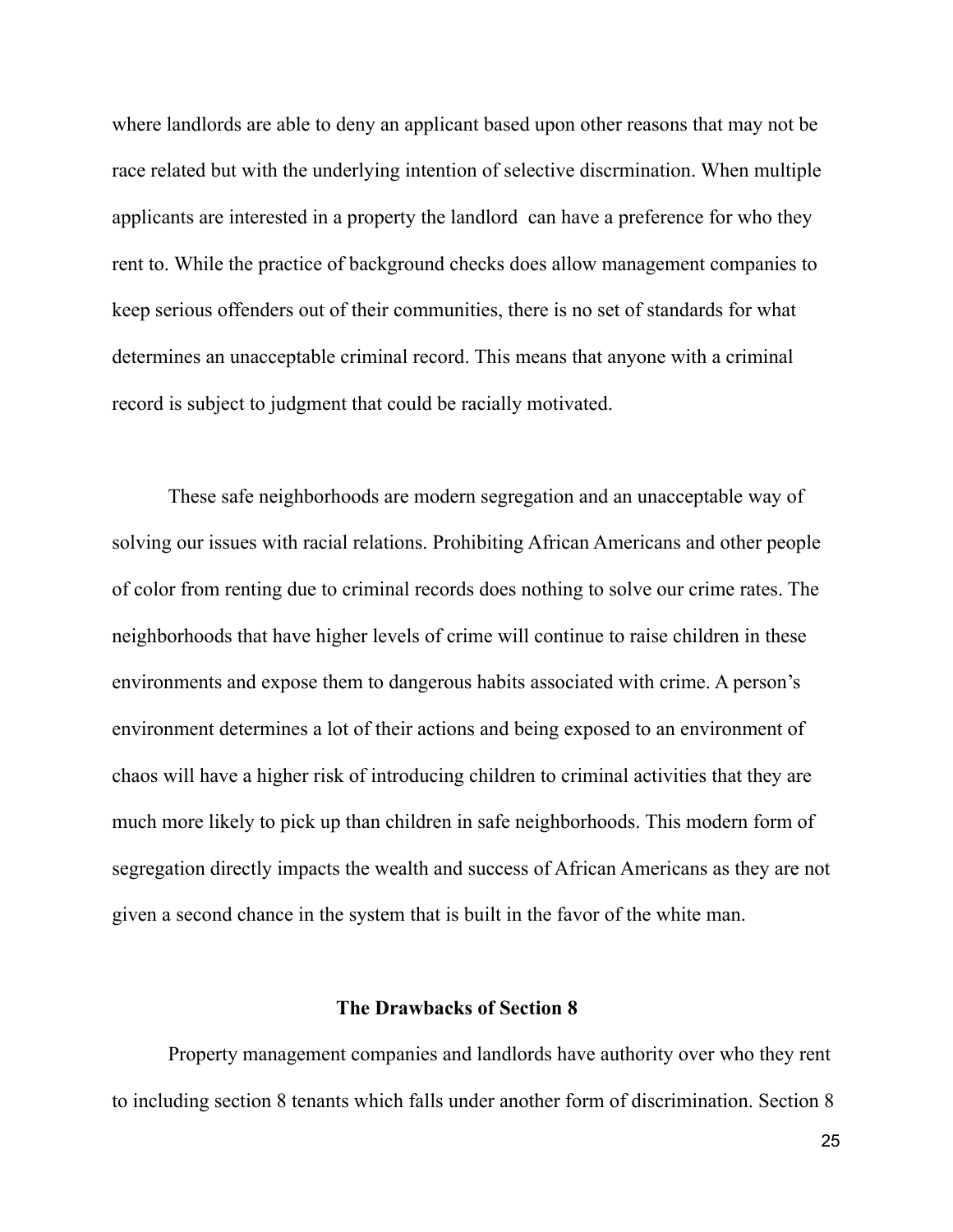where landlords are able to deny an applicant based upon other reasons that may not be race related but with the underlying intention of selective discrmination. When multiple applicants are interested in a property the landlord can have a preference for who they rent to. While the practice of background checks does allow management companies to keep serious offenders out of their communities, there is no set of standards for what determines an unacceptable criminal record. This means that anyone with a criminal record is subject to judgment that could be racially motivated.

These safe neighborhoods are modern segregation and an unacceptable way of solving our issues with racial relations. Prohibiting African Americans and other people of color from renting due to criminal records does nothing to solve our crime rates. The neighborhoods that have higher levels of crime will continue to raise children in these environments and expose them to dangerous habits associated with crime. A person's environment determines a lot of their actions and being exposed to an environment of chaos will have a higher risk of introducing children to criminal activities that they are much more likely to pick up than children in safe neighborhoods. This modern form of segregation directly impacts the wealth and success of African Americans as they are not given a second chance in the system that is built in the favor of the white man.

## The Drawbacks of Section 8

Property management companies and landlords have authority over who they rent to including section 8 tenants which falls under another form of discrimination. Section 8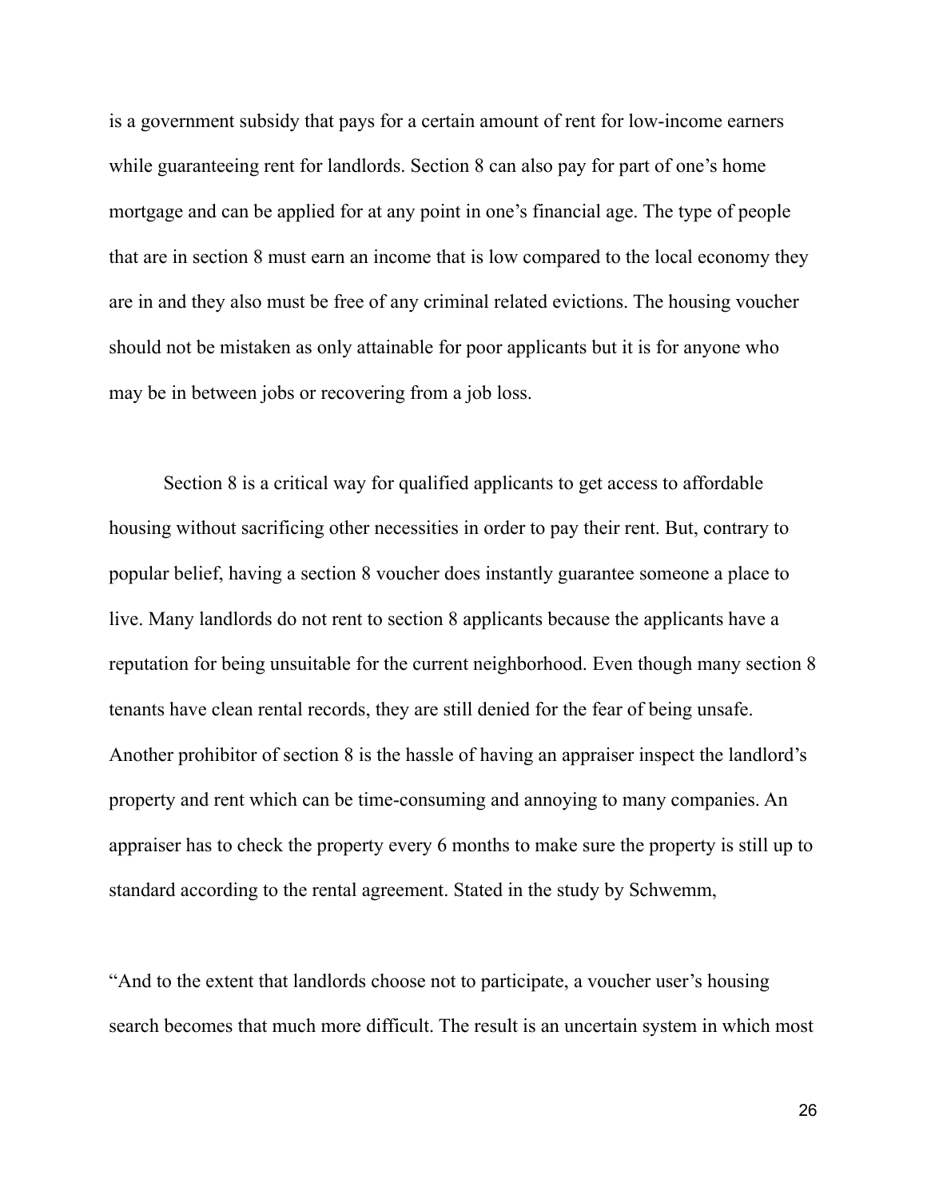is a government subsidy that pays for a certain amount of rent for low-income earners while guaranteeing rent for landlords. Section 8 can also pay for part of one's home mortgage and can be applied for at any point in one's financial age. The type of people that are in section 8 must earn an income that is low compared to the local economy they are in and they also must be free of any criminal related evictions. The housing voucher should not be mistaken as only attainable for poor applicants but it is for anyone who may be in between jobs or recovering from a job loss.

Section 8 is a critical way for qualified applicants to get access to affordable housing without sacrificing other necessities in order to pay their rent. But, contrary to popular belief, having a section 8 voucher does instantly guarantee someone a place to live. Many landlords do not rent to section 8 applicants because the applicants have a reputation for being unsuitable for the current neighborhood. Even though many section 8 tenants have clean rental records, they are still denied for the fear of being unsafe. Another prohibitor of section 8 is the hassle of having an appraiser inspect the landlord's property and rent which can be time-consuming and annoying to many companies. An appraiser has to check the property every 6 months to make sure the property is still up to standard according to the rental agreement. Stated in the study by Schwemm,

"And to the extent that landlords choose not to participate, a voucher user's housing search becomes that much more difficult. The result is an uncertain system in which most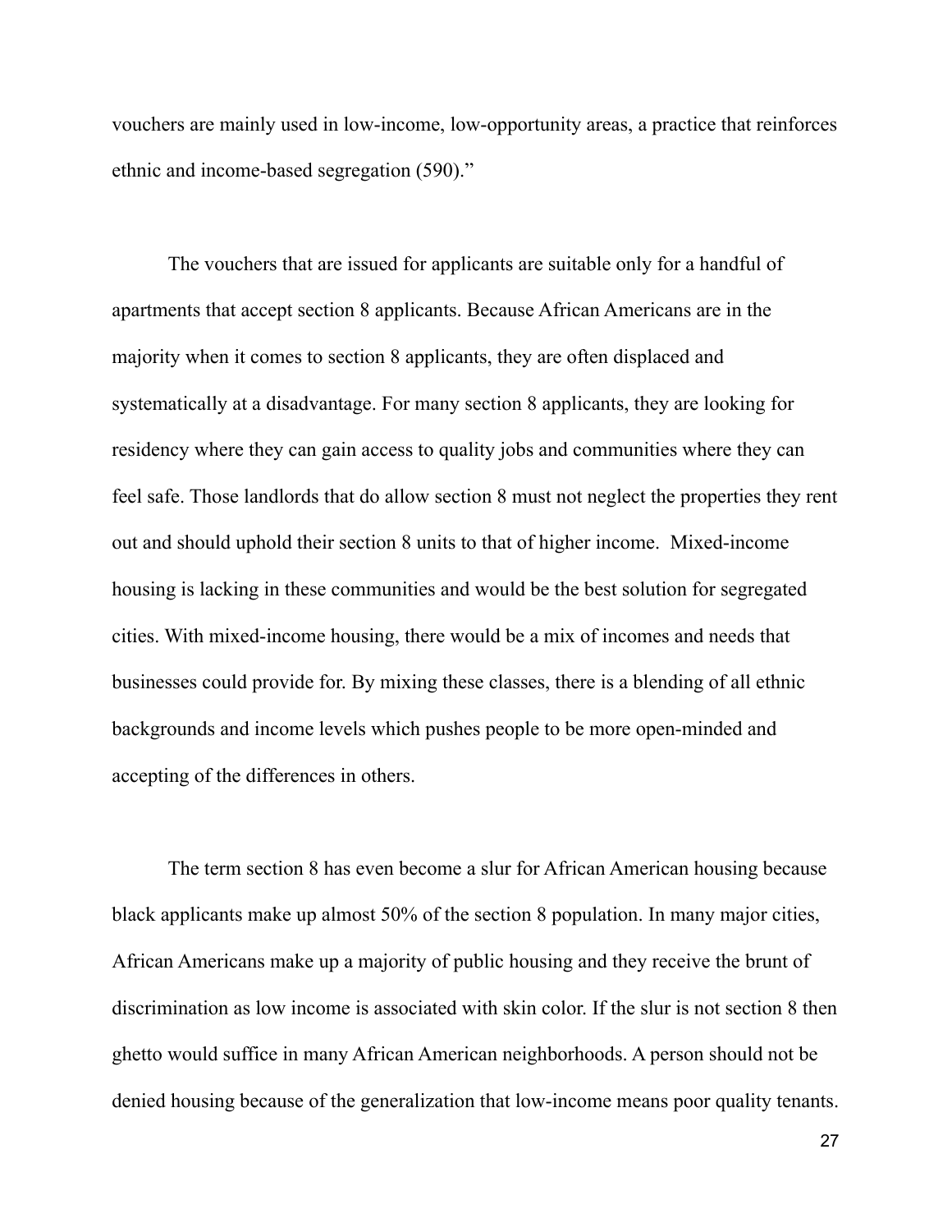vouchers are mainly used in low-income, low-opportunity areas, a practice that reinforces ethnic and income-based segregation (590)."

The vouchers that are issued for applicants are suitable only for a handful of apartments that accept section 8 applicants. Because African Americans are in the majority when it comes to section 8 applicants, they are often displaced and systematically at a disadvantage. For many section 8 applicants, they are looking for residency where they can gain access to quality jobs and communities where they can feel safe. Those landlords that do allow section 8 must not neglect the properties they rent out and should uphold their section 8 units to that of higher income.  Mixed-income housing is lacking in these communities and would be the best solution for segregated cities. With mixed-income housing, there would be a mix of incomes and needs that businesses could provide for. By mixing these classes, there is a blending of all ethnic backgrounds and income levels which pushes people to be more open-minded and accepting of the differences in others.

The term section 8 has even become a slur for African American housing because black applicants make up almost 50% of the section 8 population. In many major cities, African Americans make up a majority of public housing and they receive the brunt of discrimination as low income is associated with skin color. If the slur is not section 8 then ghetto would suffice in many African American neighborhoods. A person should not be denied housing because of the generalization that low-income means poor quality tenants.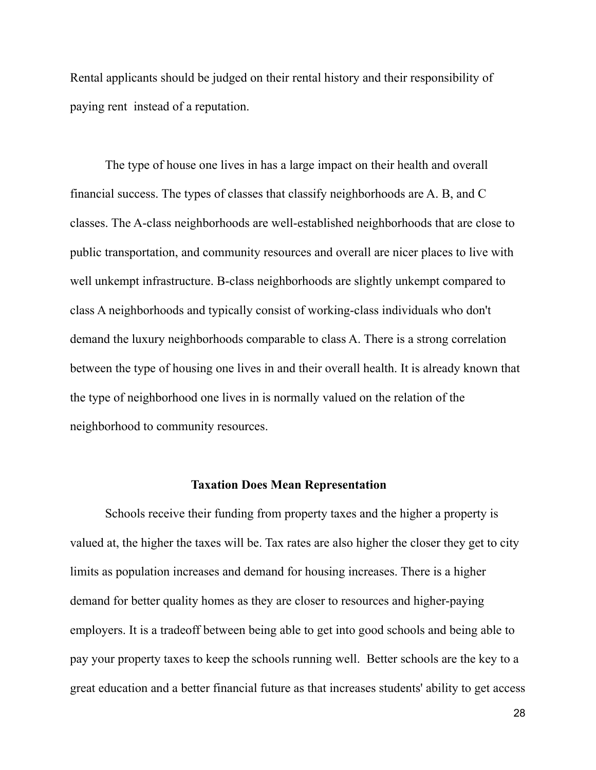Rental applicants should be judged on their rental history and their responsibility of paying rent  instead of a reputation.

The type of house one lives in has a large impact on their health and overall financial success. The types of classes that classify neighborhoods are A. B, and C classes. The A-class neighborhoods are well-established neighborhoods that are close to public transportation, and community resources and overall are nicer places to live with well unkempt infrastructure. B-class neighborhoods are slightly unkempt compared to class A neighborhoods and typically consist of working-class individuals who don't demand the luxury neighborhoods comparable to class A. There is a strong correlation between the type of housing one lives in and their overall health. It is already known that the type of neighborhood one lives in is normally valued on the relation of the neighborhood to community resources.

## Taxation Does Mean Representation

Schools receive their funding from property taxes and the higher a property is valued at, the higher the taxes will be. Tax rates are also higher the closer they get to city limits as population increases and demand for housing increases. There is a higher demand for better quality homes as they are closer to resources and higher-paying employers. It is a tradeoff between being able to get into good schools and being able to pay your property taxes to keep the schools running well.  Better schools are the key to a great education and a better financial future as that increases students' ability to get access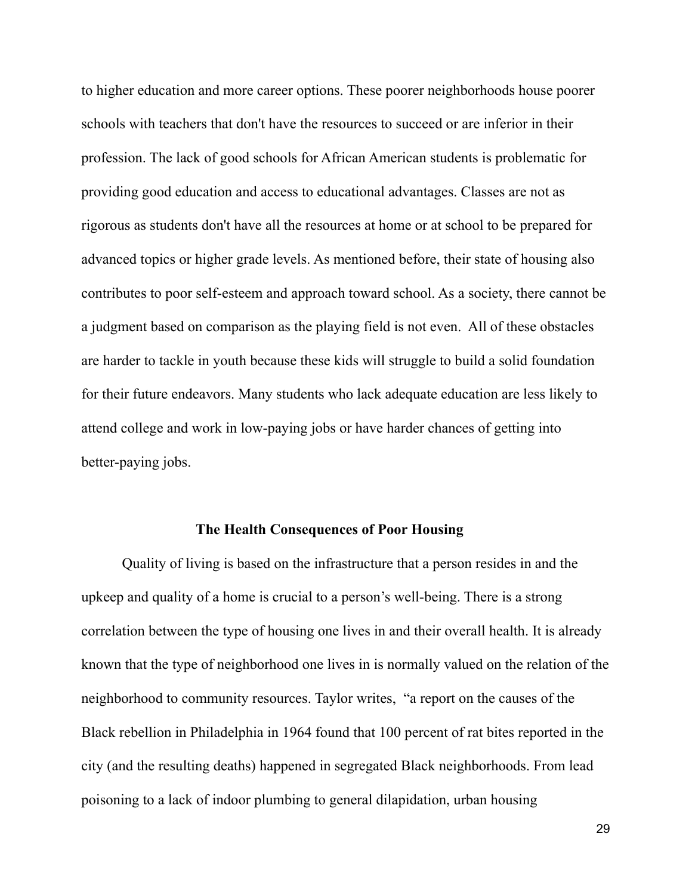to higher education and more career options. These poorer neighborhoods house poorer schools with teachers that don't have the resources to succeed or are inferior in their profession. The lack of good schools for African American students is problematic for providing good education and access to educational advantages. Classes are not as rigorous as students don't have all the resources at home or at school to be prepared for advanced topics or higher grade levels. As mentioned before, their state of housing also contributes to poor self-esteem and approach toward school. As a society, there cannot be a judgment based on comparison as the playing field is not even. All of these obstacles are harder to tackle in youth because these kids will struggle to build a solid foundation for their future endeavors. Many students who lack adequate education are less likely to attend college and work in low-paying jobs or have harder chances of getting into better-paying jobs.

## The Health Consequences of Poor Housing

Quality of living is based on the infrastructure that a person resides in and the upkeep and quality of a home is crucial to a person's well-being. There is a strong correlation between the type of housing one lives in and their overall health. It is already known that the type of neighborhood one lives in is normally valued on the relation of the neighborhood to community resources. Taylor writes, "a report on the causes of the Black rebellion in Philadelphia in 1964 found that 100 percent of rat bites reported in the city (and the resulting deaths) happened in segregated Black neighborhoods. From lead poisoning to a lack of indoor plumbing to general dilapidation, urban housing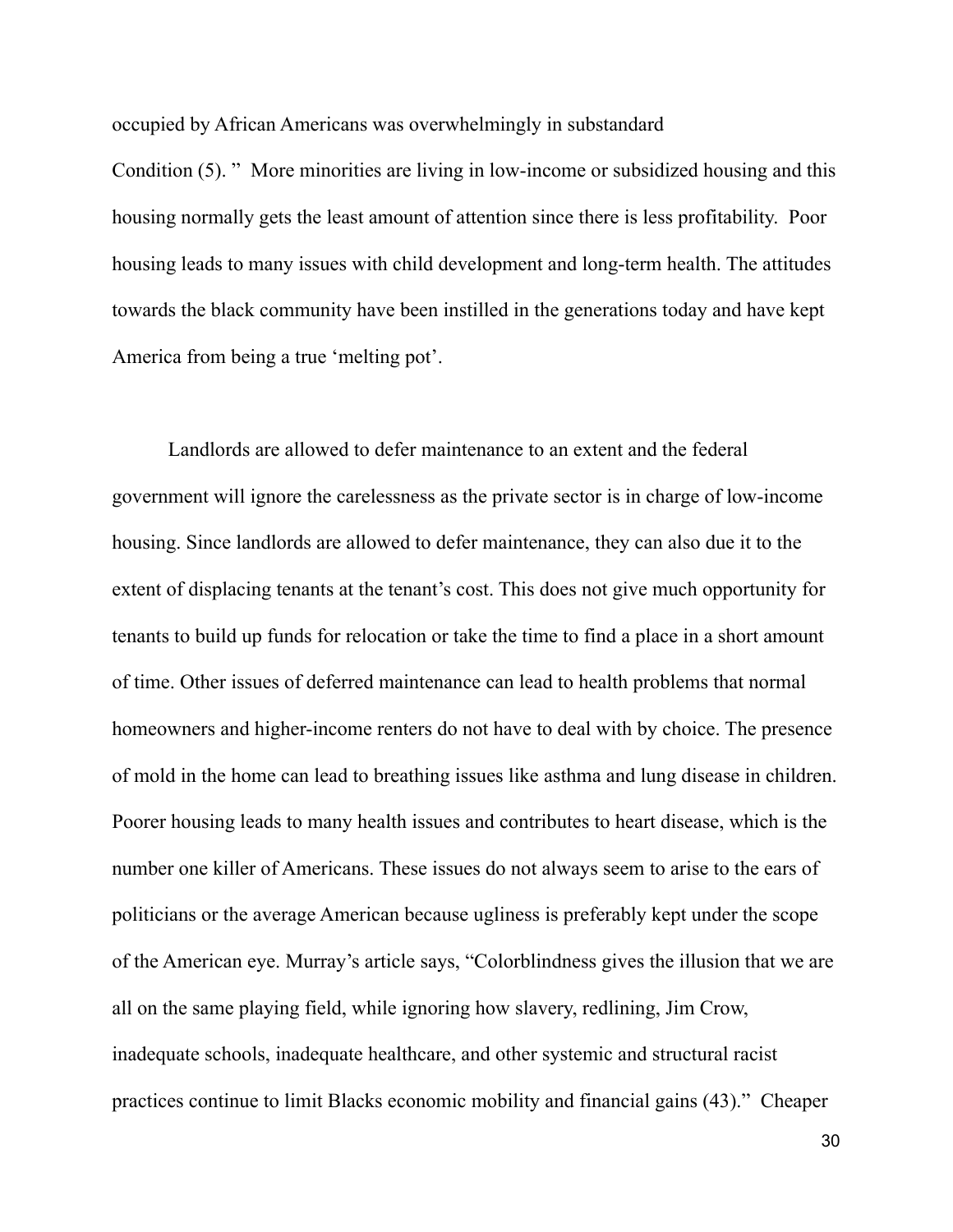occupied by African Americans was overwhelmingly in substandard Condition (5). " More minorities are living in low-income or subsidized housing and this housing normally gets the least amount of attention since there is less profitability. Poor housing leads to many issues with child development and long-term health. The attitudes towards the black community have been instilled in the generations today and have kept America from being a true 'melting pot'.

Landlords are allowed to defer maintenance to an extent and the federal government will ignore the carelessness as the private sector is in charge of low-income housing. Since landlords are allowed to defer maintenance, they can also due it to the extent of displacing tenants at the tenant's cost. This does not give much opportunity for tenants to build up funds for relocation or take the time to find a place in a short amount of time. Other issues of deferred maintenance can lead to health problems that normal homeowners and higher-income renters do not have to deal with by choice. The presence of mold in the home can lead to breathing issues like asthma and lung disease in children. Poorer housing leads to many health issues and contributes to heart disease, which is the number one killer of Americans. These issues do not always seem to arise to the ears of politicians or the average American because ugliness is preferably kept under the scope of the American eye. Murray's article says, "Colorblindness gives the illusion that we are all on the same playing field, while ignoring how slavery, redlining, Jim Crow, inadequate schools, inadequate healthcare, and other systemic and structural racist practices continue to limit Blacks economic mobility and financial gains (43)." Cheaper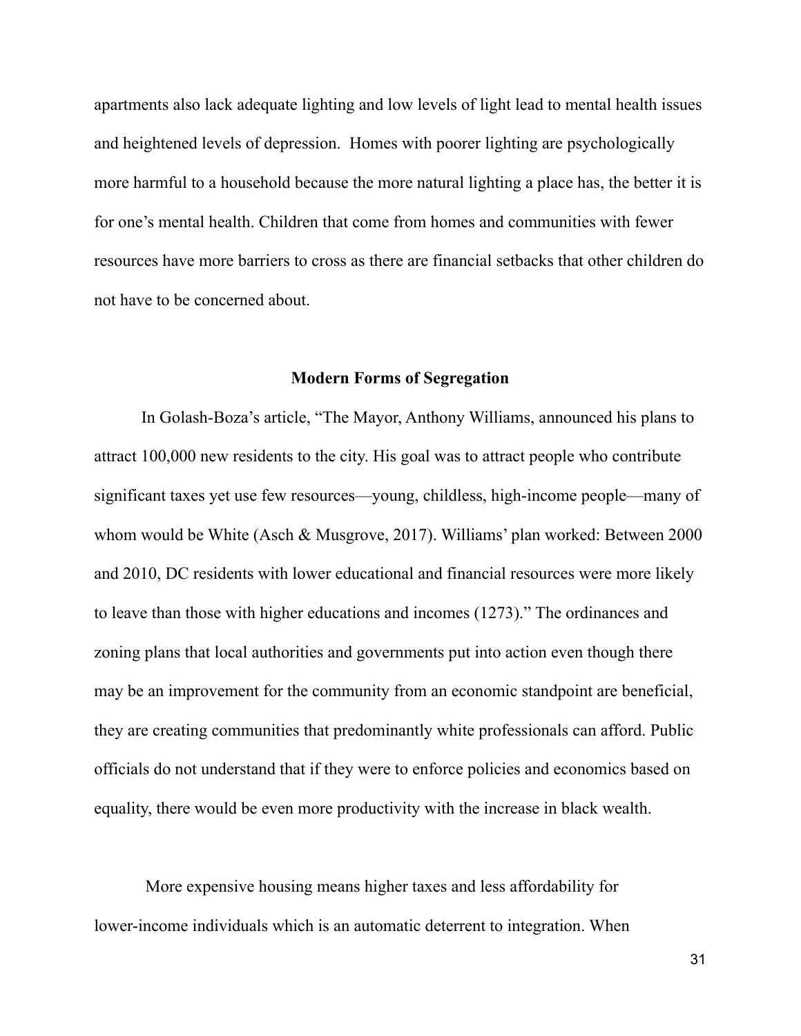apartments also lack adequate lighting and low levels of light lead to mental health issues and heightened levels of depression.  Homes with poorer lighting are psychologically more harmful to a household because the more natural lighting a place has, the better it is for one's mental health. Children that come from homes and communities with fewer resources have more barriers to cross as there are financial setbacks that other children do not have to be concerned about.

## Modern Forms of Segregation

In Golash-Boza's article, "The Mayor, Anthony Williams, announced his plans to attract 100,000 new residents to the city. His goal was to attract people who contribute significant taxes yet use few resources—young, childless, high-income people—many of whom would be White (Asch & Musgrove, 2017). Williams' plan worked: Between 2000 and 2010, DC residents with lower educational and financial resources were more likely to leave than those with higher educations and incomes (1273)." The ordinances and zoning plans that local authorities and governments put into action even though there may be an improvement for the community from an economic standpoint are beneficial, they are creating communities that predominantly white professionals can afford. Public officials do not understand that if they were to enforce policies and economics based on equality, there would be even more productivity with the increase in black wealth.

More expensive housing means higher taxes and less affordability for lower-income individuals which is an automatic deterrent to integration. When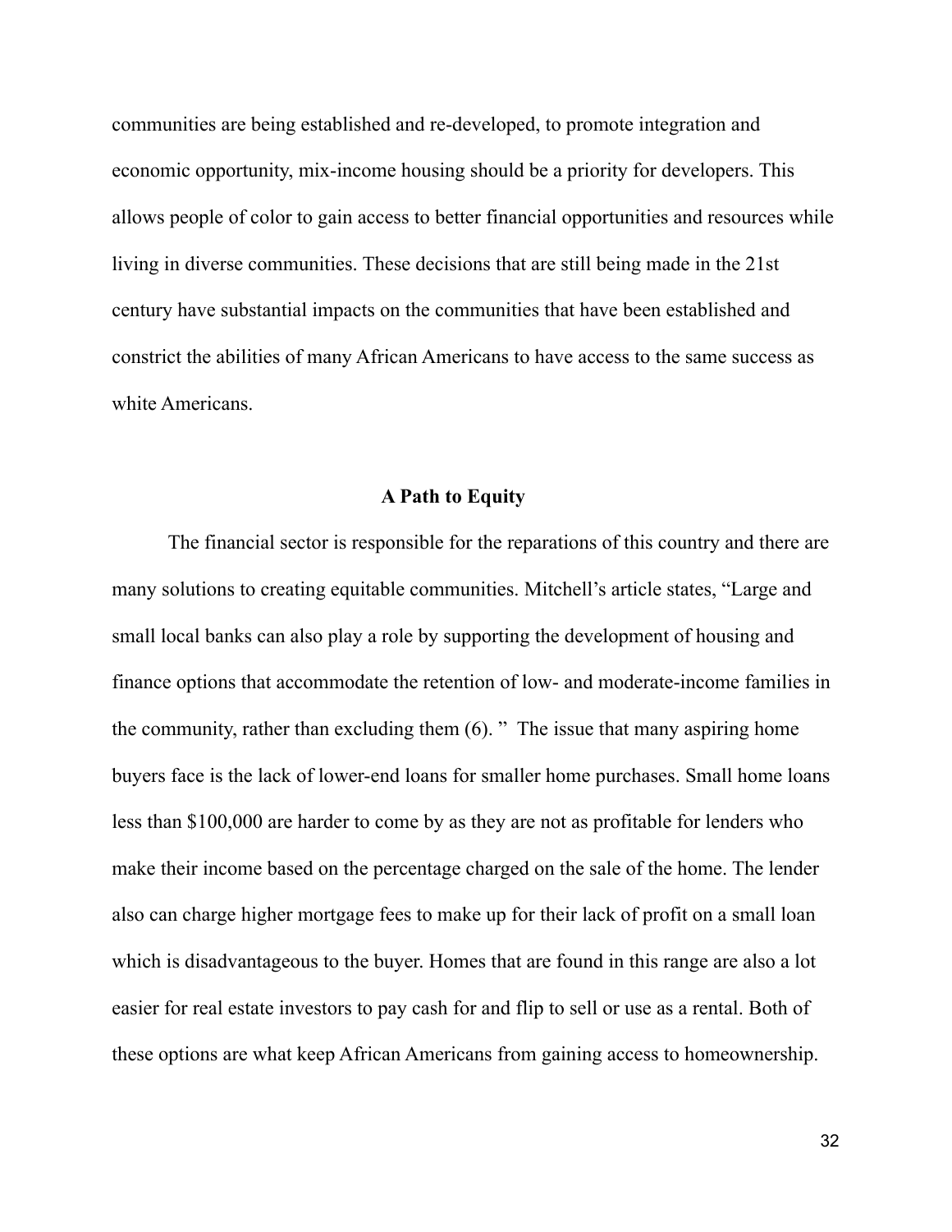communities are being established and re-developed, to promote integration and economic opportunity, mix-income housing should be a priority for developers. This allows people of color to gain access to better financial opportunities and resources while living in diverse communities. These decisions that are still being made in the 21st century have substantial impacts on the communities that have been established and constrict the abilities of many African Americans to have access to the same success as white Americans.

## A Path to Equity

The financial sector is responsible for the reparations of this country and there are many solutions to creating equitable communities. Mitchell's article states, "Large and small local banks can also play a role by supporting the development of housing and finance options that accommodate the retention of low- and moderate-income families in the community, rather than excluding them (6). " The issue that many aspiring home buyers face is the lack of lower-end loans for smaller home purchases. Small home loans less than $100,000 are harder to come by as they are not as profitable for lenders who make their income based on the percentage charged on the sale of the home. The lender also can charge higher mortgage fees to make up for their lack of profit on a small loan which is disadvantageous to the buyer. Homes that are found in this range are also a lot easier for real estate investors to pay cash for and flip to sell or use as a rental. Both of these options are what keep African Americans from gaining access to homeownership.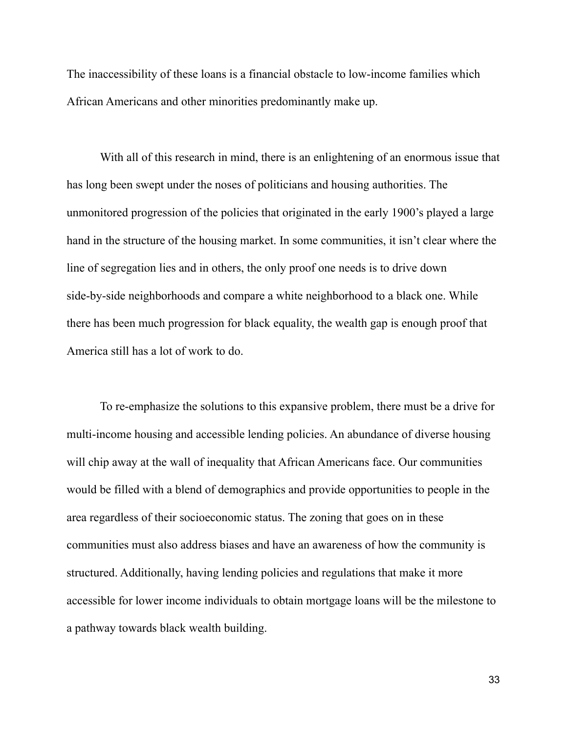The inaccessibility of these loans is a financial obstacle to low-income families which African Americans and other minorities predominantly make up.

With all of this research in mind, there is an enlightening of an enormous issue that has long been swept under the noses of politicians and housing authorities. The unmonitored progression of the policies that originated in the early 1900's played a large hand in the structure of the housing market. In some communities, it isn't clear where the line of segregation lies and in others, the only proof one needs is to drive down side-by-side neighborhoods and compare a white neighborhood to a black one. While there has been much progression for black equality, the wealth gap is enough proof that America still has a lot of work to do.

To re-emphasize the solutions to this expansive problem, there must be a drive for multi-income housing and accessible lending policies. An abundance of diverse housing will chip away at the wall of inequality that African Americans face. Our communities would be filled with a blend of demographics and provide opportunities to people in the area regardless of their socioeconomic status. The zoning that goes on in these communities must also address biases and have an awareness of how the community is structured. Additionally, having lending policies and regulations that make it more accessible for lower income individuals to obtain mortgage loans will be the milestone to a pathway towards black wealth building.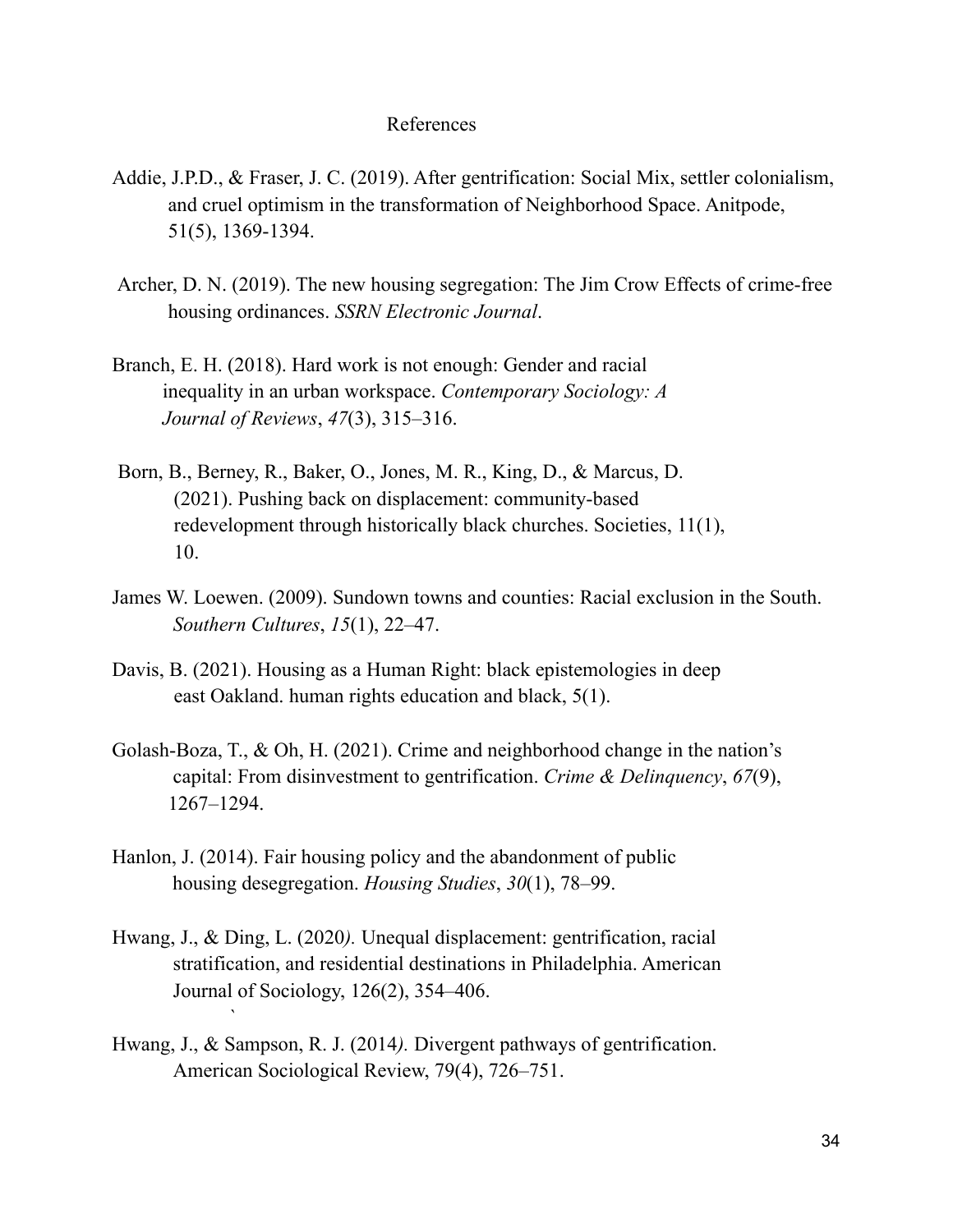References

Addie, J.P.D., & Fraser, J. C. (2019). After gentrification: Social Mix, settler colonialism, and cruel optimism in the transformation of Neighborhood Space. Anitpode, 51(5), 1369-1394.

Archer, D. N. (2019). The new housing segregation: The Jim Crow Effects of crime-free housing ordinances. *SSRN Electronic Journal*.

Branch, E. H. (2018). Hard work is not enough: Gender and racial inequality in an urban workspace. *Contemporary Sociology: A Journal of Reviews*, *47*(3), 315–316.

Born, B., Berney, R., Baker, O., Jones, M. R., King, D., & Marcus, D. (2021). Pushing back on displacement: community-based redevelopment through historically black churches. Societies, 11(1), 10.

James W. Loewen. (2009). Sundown towns and counties: Racial exclusion in the South. *Southern Cultures*, *15*(1), 22–47.

Davis, B. (2021). Housing as a Human Right: black epistemologies in deep east Oakland. human rights education and black, 5(1).

Golash-Boza, T., & Oh, H. (2021). Crime and neighborhood change in the nation's capital: From disinvestment to gentrification. *Crime & Delinquency*, *67*(9), 1267–1294.

Hanlon, J. (2014). Fair housing policy and the abandonment of public housing desegregation. *Housing Studies*, *30*(1), 78–99.

Hwang, J., & Ding, L. (2020*).* Unequal displacement: gentrification, racial stratification, and residential destinations in Philadelphia. American Journal of Sociology, 126(2), 354–406.

Hwang, J., & Sampson, R. J. (2014*).* Divergent pathways of gentrification. American Sociological Review, 79(4), 726–751.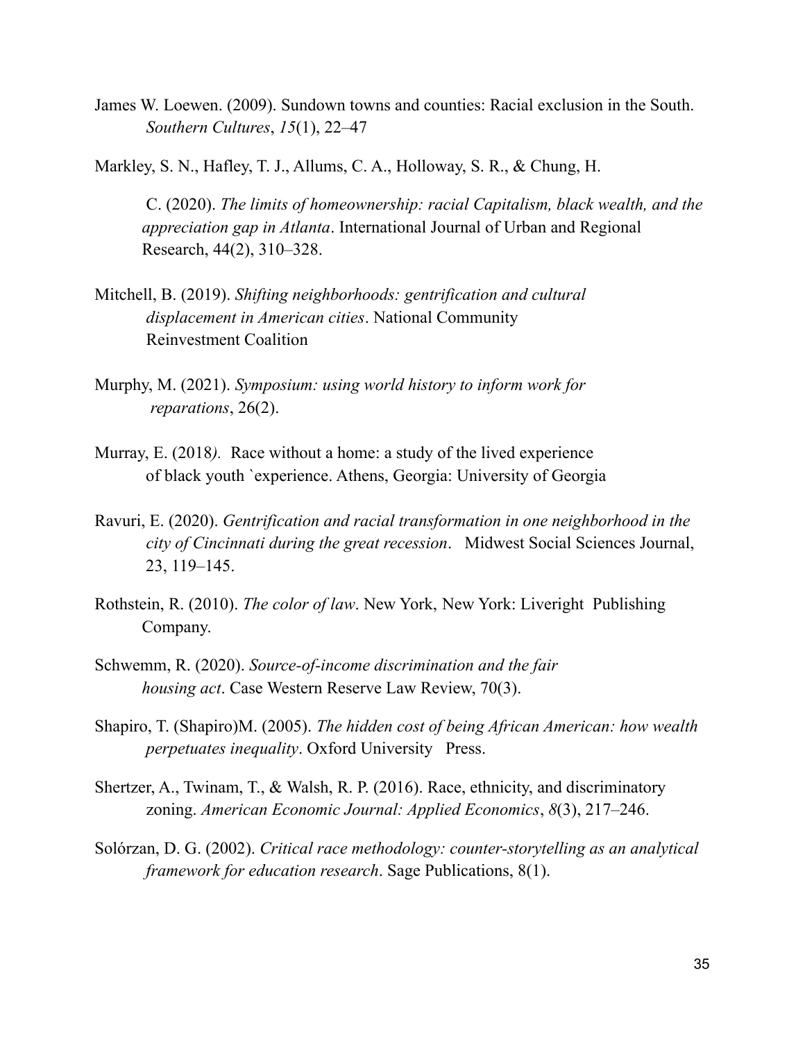James W. Loewen. (2009). Sundown towns and counties: Racial exclusion in the South. *Southern Cultures*, *15*(1), 22–47

Markley, S. N., Hafley, T. J., Allums, C. A., Holloway, S. R., & Chung, H. C. (2020). *The limits of homeownership: racial Capitalism, black wealth, and the appreciation gap in Atlanta*. International Journal of Urban and Regional Research, 44(2), 310–328.

Mitchell, B. (2019). *Shifting neighborhoods: gentrification and cultural displacement in American cities*. National Community Reinvestment Coalition

Murphy, M. (2021). *Symposium: using world history to inform work for reparations*, 26(2).

Murray, E. (2018*).* Race without a home: a study of the lived experience of black youth `experience. Athens, Georgia: University of Georgia

Ravuri, E. (2020). *Gentrification and racial transformation in one neighborhood in the city of Cincinnati during the great recession*. Midwest Social Sciences Journal, 23, 119–145.

Rothstein, R. (2010). *The color of law*. New York, New York: Liveright Publishing Company.

Schwemm, R. (2020). *Source-of-income discrimination and the fair housing act*. Case Western Reserve Law Review, 70(3).

Shapiro, T. (Shapiro)M. (2005). *The hidden cost of being African American: how wealth perpetuates inequality*. Oxford University Press.

Shertzer, A., Twinam, T., & Walsh, R. P. (2016). Race, ethnicity, and discriminatory zoning. *American Economic Journal: Applied Economics*, *8*(3), 217–246.

Solórzan, D. G. (2002). *Critical race methodology: counter-storytelling as an analytical framework for education research*. Sage Publications, 8(1).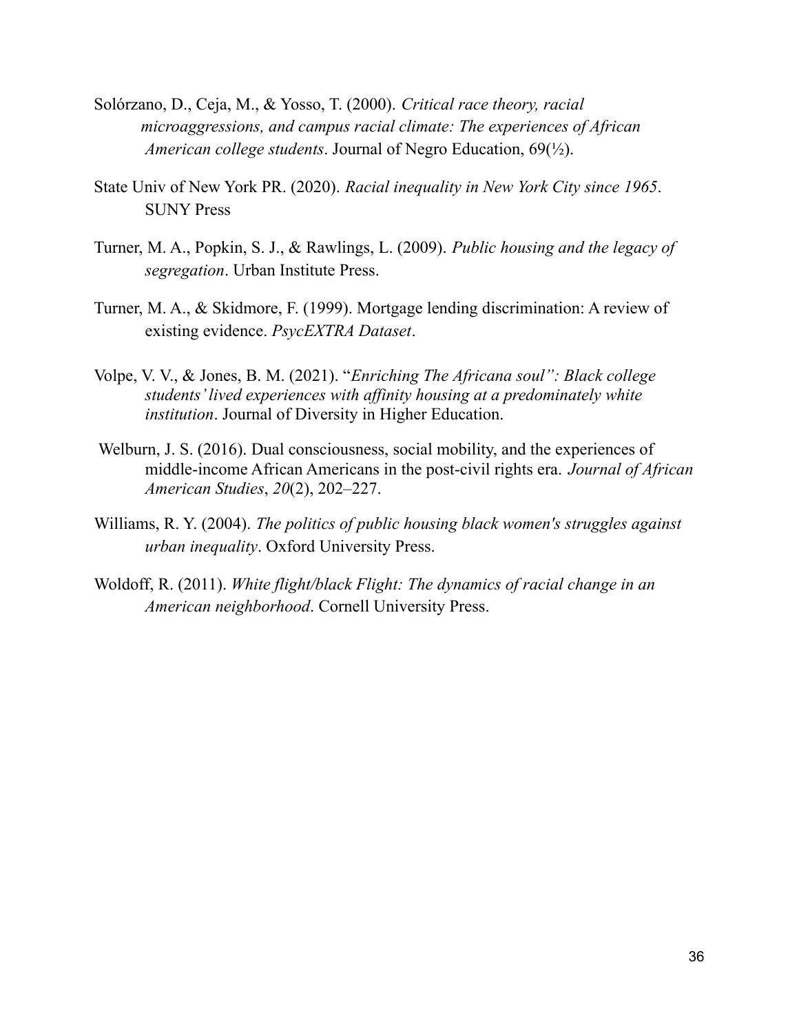Solórzano, D., Ceja, M., & Yosso, T. (2000). *Critical race theory, racial microaggressions, and campus racial climate: The experiences of African American college students*. Journal of Negro Education, 69(½).

State Univ of New York PR. (2020). *Racial inequality in New York City since 1965*. SUNY Press

Turner, M. A., Popkin, S. J., & Rawlings, L. (2009). *Public housing and the legacy of segregation*. Urban Institute Press.

Turner, M. A., & Skidmore, F. (1999). Mortgage lending discrimination: A review of existing evidence. *PsycEXTRA Dataset*.

Volpe, V. V., & Jones, B. M. (2021). "*Enriching The Africana soul": Black college students' lived experiences with affinity housing at a predominately white institution*. Journal of Diversity in Higher Education.

Welburn, J. S. (2016). Dual consciousness, social mobility, and the experiences of middle-income African Americans in the post-civil rights era. *Journal of African American Studies*, *20*(2), 202–227.

Williams, R. Y. (2004). *The politics of public housing black women's struggles against urban inequality*. Oxford University Press.

Woldoff, R. (2011). *White flight/black Flight: The dynamics of racial change in an American neighborhood*. Cornell University Press.